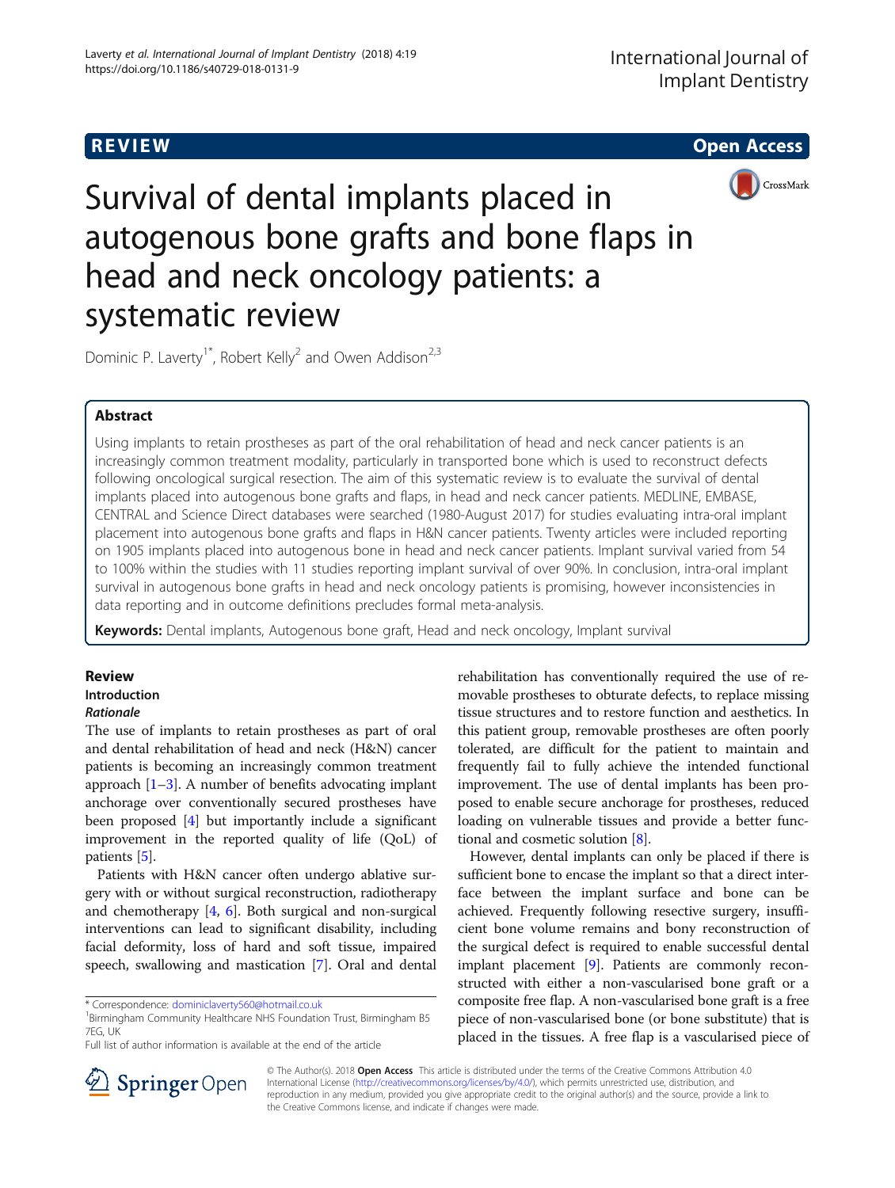# REVIEW

# Survival of dental implants placed in autogenous bone grafts and bone flaps in head and neck oncology patients: a systematic review

Dominic P. Laverty[1*], Robert Kelly[2] and Owen Addison[2,3]

## Abstract

Using implants to retain prostheses as part of the oral rehabilitation of head and neck cancer patients is an increasingly common treatment modality, particularly in transported bone which is used to reconstruct defects following oncological surgical resection. The aim of this systematic review is to evaluate the survival of dental implants placed into autogenous bone grafts and flaps, in head and neck cancer patients. MEDLINE, EMBASE, CENTRAL and Science Direct databases were searched (1980-August 2017) for studies evaluating intra-oral implant placement into autogenous bone grafts and flaps in H&N cancer patients. Twenty articles were included reporting on 1905 implants placed into autogenous bone in head and neck cancer patients. Implant survival varied from 54 to 100% within the studies with 11 studies reporting implant survival of over 90%. In conclusion, intra-oral implant survival in autogenous bone grafts in head and neck oncology patients is promising, however inconsistencies in data reporting and in outcome definitions precludes formal meta-analysis.

**Keywords:** Dental implants, Autogenous bone graft, Head and neck oncology, Implant survival

## Review

### Introduction

#### *Rationale*

The use of implants to retain prostheses as part of oral and dental rehabilitation of head and neck (H&N) cancer patients is becoming an increasingly common treatment approach [1–3]. A number of benefits advocating implant anchorage over conventionally secured prostheses have been proposed [4] but importantly include a significant improvement in the reported quality of life (QoL) of patients [5].

Patients with H&N cancer often undergo ablative surgery with or without surgical reconstruction, radiotherapy and chemotherapy [4, 6]. Both surgical and non-surgical interventions can lead to significant disability, including facial deformity, loss of hard and soft tissue, impaired speech, swallowing and mastication [7]. Oral and dental rehabilitation has conventionally required the use of removable prostheses to obturate defects, to replace missing tissue structures and to restore function and aesthetics. In this patient group, removable prostheses are often poorly tolerated, are difficult for the patient to maintain and frequently fail to fully achieve the intended functional improvement. The use of dental implants has been proposed to enable secure anchorage for prostheses, reduced loading on vulnerable tissues and provide a better functional and cosmetic solution [8].

However, dental implants can only be placed if there is sufficient bone to encase the implant so that a direct interface between the implant surface and bone can be achieved. Frequently following resective surgery, insufficient bone volume remains and bony reconstruction of the surgical defect is required to enable successful dental implant placement [9]. Patients are commonly reconstructed with either a non-vascularised bone graft or a composite free flap. A non-vascularised bone graft is a free piece of non-vascularised bone (or bone substitute) that is placed in the tissues. A free flap is a vascularised piece of

\* Correspondence: dominiclaverty560@hotmail.co.uk
[1]Birmingham Community Healthcare NHS Foundation Trust, Birmingham B5 7EG, UK
Full list of author information is available at the end of the article

© The Author(s). 2018 **Open Access** This article is distributed under the terms of the Creative Commons Attribution 4.0 International License (http://creativecommons.org/licenses/by/4.0/), which permits unrestricted use, distribution, and reproduction in any medium, provided you give appropriate credit to the original author(s) and the source, provide a link to the Creative Commons license, and indicate if changes were made.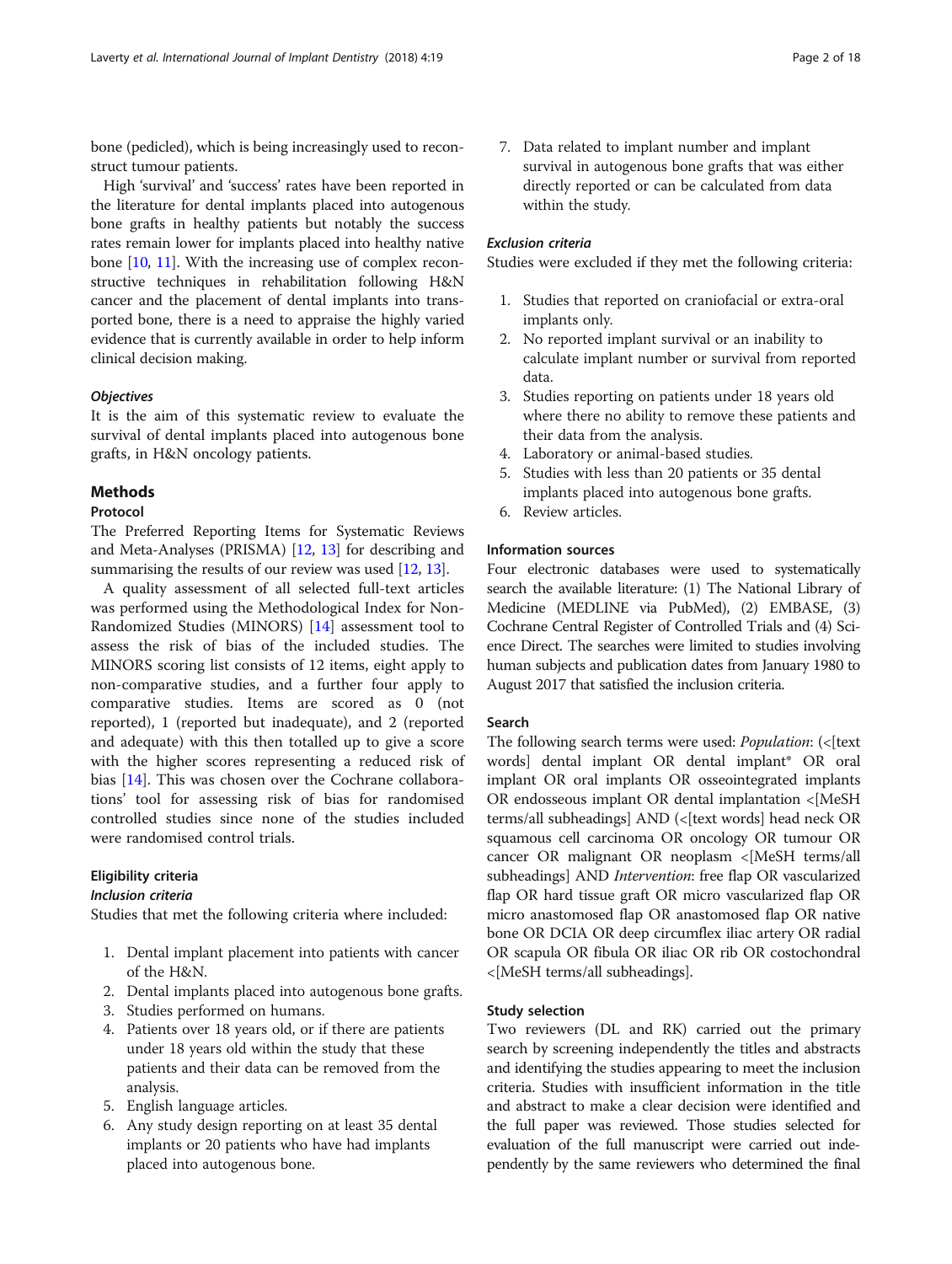bone (pedicled), which is being increasingly used to reconstruct tumour patients.

High 'survival' and 'success' rates have been reported in the literature for dental implants placed into autogenous bone grafts in healthy patients but notably the success rates remain lower for implants placed into healthy native bone [10, 11]. With the increasing use of complex reconstructive techniques in rehabilitation following H&N cancer and the placement of dental implants into transported bone, there is a need to appraise the highly varied evidence that is currently available in order to help inform clinical decision making.

### *Objectives*

It is the aim of this systematic review to evaluate the survival of dental implants placed into autogenous bone grafts, in H&N oncology patients.

## Methods

### Protocol

The Preferred Reporting Items for Systematic Reviews and Meta-Analyses (PRISMA) [12, 13] for describing and summarising the results of our review was used [12, 13].

A quality assessment of all selected full-text articles was performed using the Methodological Index for Non-Randomized Studies (MINORS) [14] assessment tool to assess the risk of bias of the included studies. The MINORS scoring list consists of 12 items, eight apply to non-comparative studies, and a further four apply to comparative studies. Items are scored as 0 (not reported), 1 (reported but inadequate), and 2 (reported and adequate) with this then totalled up to give a score with the higher scores representing a reduced risk of bias [14]. This was chosen over the Cochrane collaborations' tool for assessing risk of bias for randomised controlled studies since none of the studies included were randomised control trials.

### Eligibility criteria

#### *Inclusion criteria*

Studies that met the following criteria where included:

1. Dental implant placement into patients with cancer of the H&N.
2. Dental implants placed into autogenous bone grafts.
3. Studies performed on humans.
4. Patients over 18 years old, or if there are patients under 18 years old within the study that these patients and their data can be removed from the analysis.
5. English language articles.
6. Any study design reporting on at least 35 dental implants or 20 patients who have had implants placed into autogenous bone.
7. Data related to implant number and implant survival in autogenous bone grafts that was either directly reported or can be calculated from data within the study.

#### *Exclusion criteria*

Studies were excluded if they met the following criteria:

1. Studies that reported on craniofacial or extra-oral implants only.
2. No reported implant survival or an inability to calculate implant number or survival from reported data.
3. Studies reporting on patients under 18 years old where there no ability to remove these patients and their data from the analysis.
4. Laboratory or animal-based studies.
5. Studies with less than 20 patients or 35 dental implants placed into autogenous bone grafts.
6. Review articles.

### Information sources

Four electronic databases were used to systematically search the available literature: (1) The National Library of Medicine (MEDLINE via PubMed), (2) EMBASE, (3) Cochrane Central Register of Controlled Trials and (4) Science Direct. The searches were limited to studies involving human subjects and publication dates from January 1980 to August 2017 that satisfied the inclusion criteria.

### Search

The following search terms were used: *Population*: (<[text words] dental implant OR dental implant* OR oral implant OR oral implants OR osseointegrated implants OR endosseous implant OR dental implantation <[MeSH terms/all subheadings] AND (<[text words] head neck OR squamous cell carcinoma OR oncology OR tumour OR cancer OR malignant OR neoplasm <[MeSH terms/all subheadings] AND *Intervention*: free flap OR vascularized flap OR hard tissue graft OR micro vascularized flap OR micro anastomosed flap OR anastomosed flap OR native bone OR DCIA OR deep circumflex iliac artery OR radial OR scapula OR fibula OR iliac OR rib OR costochondral <[MeSH terms/all subheadings].

### Study selection

Two reviewers (DL and RK) carried out the primary search by screening independently the titles and abstracts and identifying the studies appearing to meet the inclusion criteria. Studies with insufficient information in the title and abstract to make a clear decision were identified and the full paper was reviewed. Those studies selected for evaluation of the full manuscript were carried out independently by the same reviewers who determined the final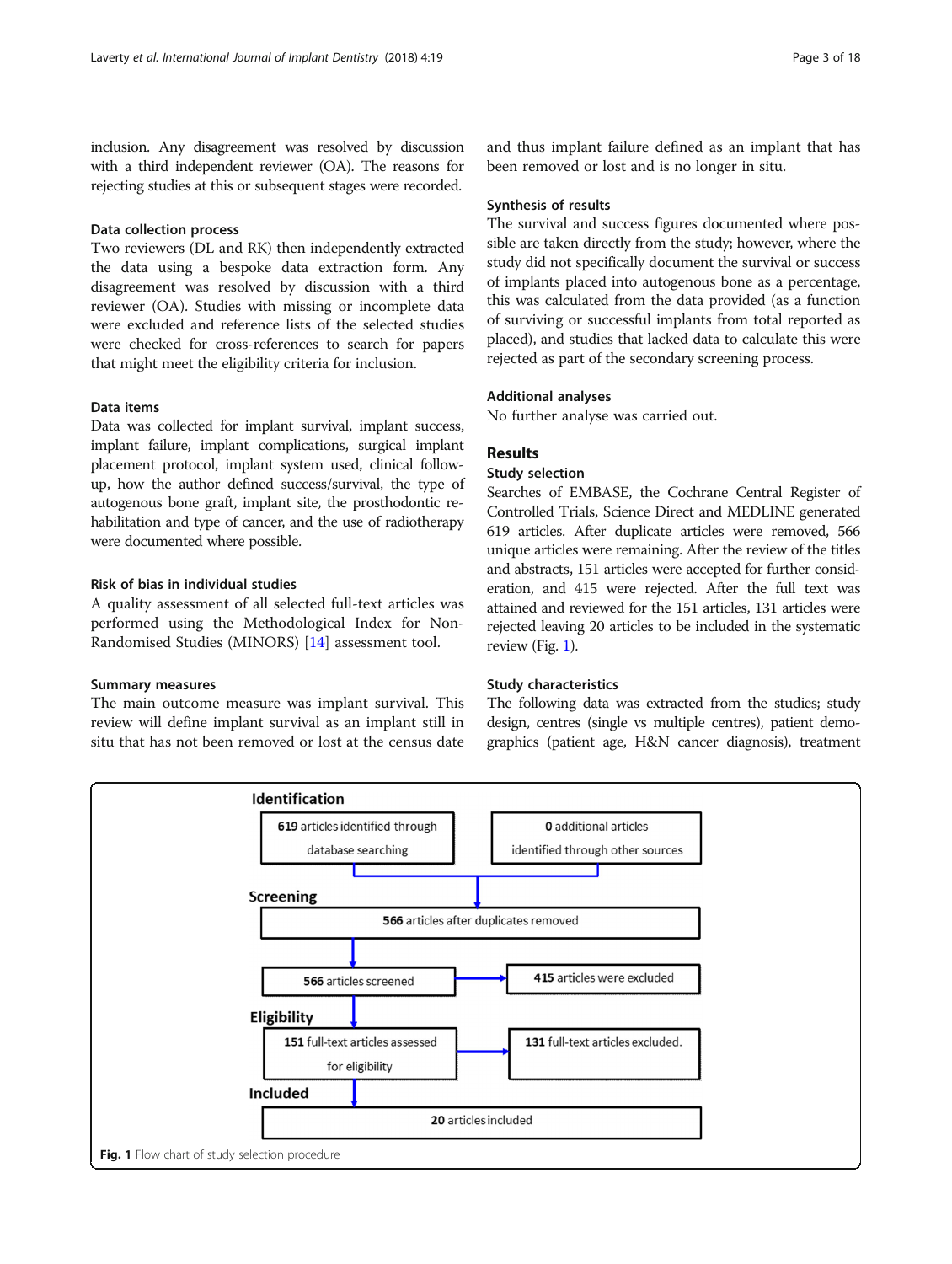inclusion. Any disagreement was resolved by discussion with a third independent reviewer (OA). The reasons for rejecting studies at this or subsequent stages were recorded.

### Data collection process

Two reviewers (DL and RK) then independently extracted the data using a bespoke data extraction form. Any disagreement was resolved by discussion with a third reviewer (OA). Studies with missing or incomplete data were excluded and reference lists of the selected studies were checked for cross-references to search for papers that might meet the eligibility criteria for inclusion.

### Data items

Data was collected for implant survival, implant success, implant failure, implant complications, surgical implant placement protocol, implant system used, clinical follow-up, how the author defined success/survival, the type of autogenous bone graft, implant site, the prosthodontic rehabilitation and type of cancer, and the use of radiotherapy were documented where possible.

### Risk of bias in individual studies

A quality assessment of all selected full-text articles was performed using the Methodological Index for Non-Randomised Studies (MINORS) [14] assessment tool.

### Summary measures

The main outcome measure was implant survival. This review will define implant survival as an implant still in situ that has not been removed or lost at the census date and thus implant failure defined as an implant that has been removed or lost and is no longer in situ.

### Synthesis of results

The survival and success figures documented where possible are taken directly from the study; however, where the study did not specifically document the survival or success of implants placed into autogenous bone as a percentage, this was calculated from the data provided (as a function of surviving or successful implants from total reported as placed), and studies that lacked data to calculate this were rejected as part of the secondary screening process.

### Additional analyses

No further analyse was carried out.

## Results

### Study selection

Searches of EMBASE, the Cochrane Central Register of Controlled Trials, Science Direct and MEDLINE generated 619 articles. After duplicate articles were removed, 566 unique articles were remaining. After the review of the titles and abstracts, 151 articles were accepted for further consideration, and 415 were rejected. After the full text was attained and reviewed for the 151 articles, 131 articles were rejected leaving 20 articles to be included in the systematic review (Fig. 1).

### Study characteristics

The following data was extracted from the studies; study design, centres (single vs multiple centres), patient demographics (patient age, H&N cancer diagnosis), treatment

**Identification**

- **619** articles identified through database searching
- **0** additional articles identified through other sources

**Screening**

- **566** articles after duplicates removed
- **566** articles screened → **415** articles were excluded

**Eligibility**

- **151** full-text articles assessed for eligibility → **131** full-text articles excluded.

**Included**

- **20** articles included

**Fig. 1** Flow chart of study selection procedure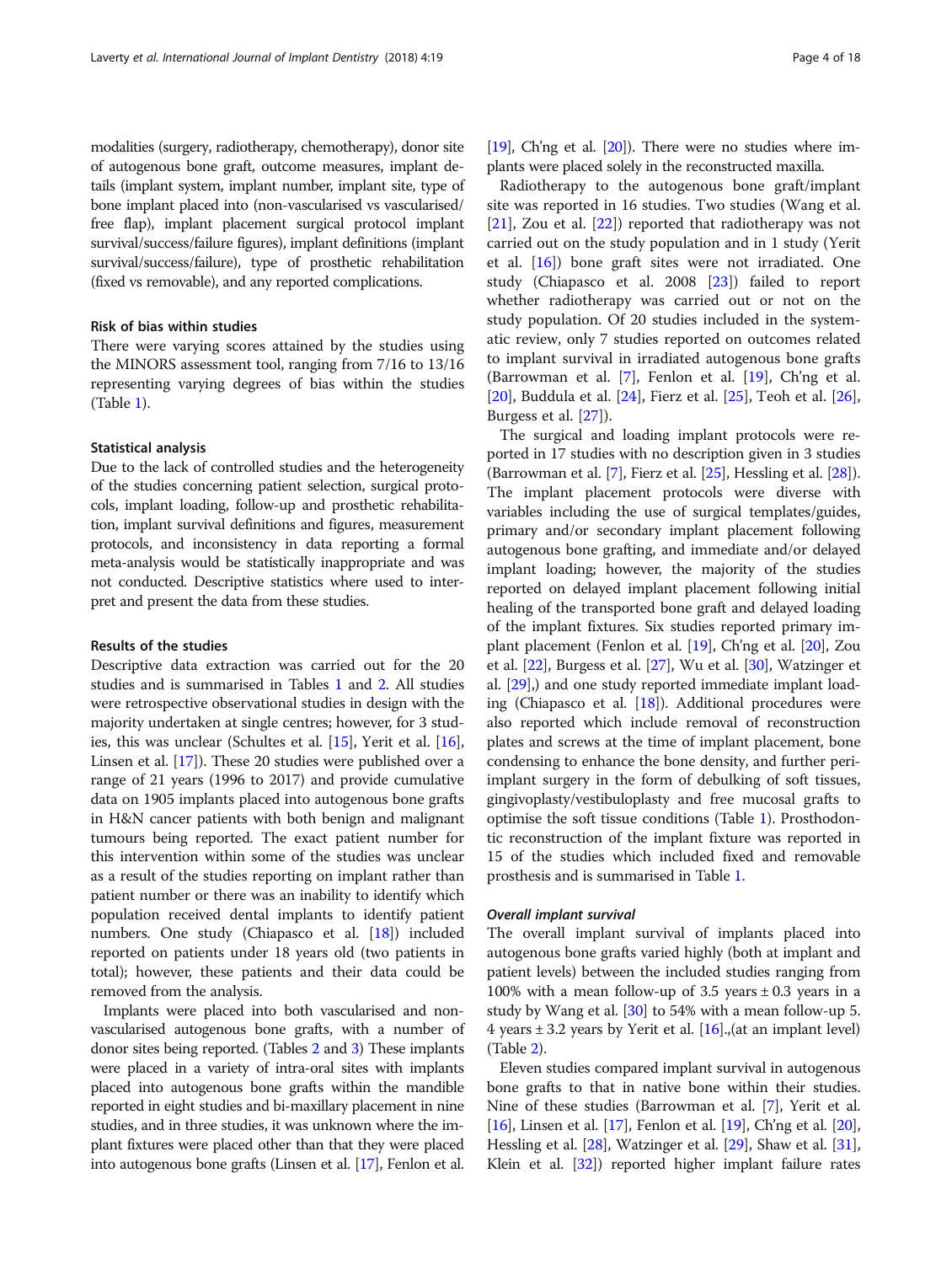modalities (surgery, radiotherapy, chemotherapy), donor site of autogenous bone graft, outcome measures, implant details (implant system, implant number, implant site, type of bone implant placed into (non-vascularised vs vascularised/free flap), implant placement surgical protocol implant survival/success/failure figures), implant definitions (implant survival/success/failure), type of prosthetic rehabilitation (fixed vs removable), and any reported complications.

### Risk of bias within studies

There were varying scores attained by the studies using the MINORS assessment tool, ranging from 7/16 to 13/16 representing varying degrees of bias within the studies (Table 1).

### Statistical analysis

Due to the lack of controlled studies and the heterogeneity of the studies concerning patient selection, surgical protocols, implant loading, follow-up and prosthetic rehabilitation, implant survival definitions and figures, measurement protocols, and inconsistency in data reporting a formal meta-analysis would be statistically inappropriate and was not conducted. Descriptive statistics where used to interpret and present the data from these studies.

### Results of the studies

Descriptive data extraction was carried out for the 20 studies and is summarised in Tables 1 and 2. All studies were retrospective observational studies in design with the majority undertaken at single centres; however, for 3 studies, this was unclear (Schultes et al. [15], Yerit et al. [16], Linsen et al. [17]). These 20 studies were published over a range of 21 years (1996 to 2017) and provide cumulative data on 1905 implants placed into autogenous bone grafts in H&N cancer patients with both benign and malignant tumours being reported. The exact patient number for this intervention within some of the studies was unclear as a result of the studies reporting on implant rather than patient number or there was an inability to identify which population received dental implants to identify patient numbers. One study (Chiapasco et al. [18]) included reported on patients under 18 years old (two patients in total); however, these patients and their data could be removed from the analysis.

Implants were placed into both vascularised and non-vascularised autogenous bone grafts, with a number of donor sites being reported. (Tables 2 and 3) These implants were placed in a variety of intra-oral sites with implants placed into autogenous bone grafts within the mandible reported in eight studies and bi-maxillary placement in nine studies, and in three studies, it was unknown where the implant fixtures were placed other than that they were placed into autogenous bone grafts (Linsen et al. [17], Fenlon et al. [19], Ch'ng et al. [20]). There were no studies where implants were placed solely in the reconstructed maxilla.

Radiotherapy to the autogenous bone graft/implant site was reported in 16 studies. Two studies (Wang et al. [21], Zou et al. [22]) reported that radiotherapy was not carried out on the study population and in 1 study (Yerit et al. [16]) bone graft sites were not irradiated. One study (Chiapasco et al. 2008 [23]) failed to report whether radiotherapy was carried out or not on the study population. Of 20 studies included in the systematic review, only 7 studies reported on outcomes related to implant survival in irradiated autogenous bone grafts (Barrowman et al. [7], Fenlon et al. [19], Ch'ng et al. [20], Buddula et al. [24], Fierz et al. [25], Teoh et al. [26], Burgess et al. [27]).

The surgical and loading implant protocols were reported in 17 studies with no description given in 3 studies (Barrowman et al. [7], Fierz et al. [25], Hessling et al. [28]). The implant placement protocols were diverse with variables including the use of surgical templates/guides, primary and/or secondary implant placement following autogenous bone grafting, and immediate and/or delayed implant loading; however, the majority of the studies reported on delayed implant placement following initial healing of the transported bone graft and delayed loading of the implant fixtures. Six studies reported primary implant placement (Fenlon et al. [19], Ch'ng et al. [20], Zou et al. [22], Burgess et al. [27], Wu et al. [30], Watzinger et al. [29],) and one study reported immediate implant loading (Chiapasco et al. [18]). Additional procedures were also reported which include removal of reconstruction plates and screws at the time of implant placement, bone condensing to enhance the bone density, and further peri-implant surgery in the form of debulking of soft tissues, gingivoplasty/vestibuloplasty and free mucosal grafts to optimise the soft tissue conditions (Table 1). Prosthodontic reconstruction of the implant fixture was reported in 15 of the studies which included fixed and removable prosthesis and is summarised in Table 1.

#### *Overall implant survival*

The overall implant survival of implants placed into autogenous bone grafts varied highly (both at implant and patient levels) between the included studies ranging from 100% with a mean follow-up of 3.5 years ± 0.3 years in a study by Wang et al. [30] to 54% with a mean follow-up 5.4 years ± 3.2 years by Yerit et al. [16].,(at an implant level) (Table 2).

Eleven studies compared implant survival in autogenous bone grafts to that in native bone within their studies. Nine of these studies (Barrowman et al. [7], Yerit et al. [16], Linsen et al. [17], Fenlon et al. [19], Ch'ng et al. [20], Hessling et al. [28], Watzinger et al. [29], Shaw et al. [31], Klein et al. [32]) reported higher implant failure rates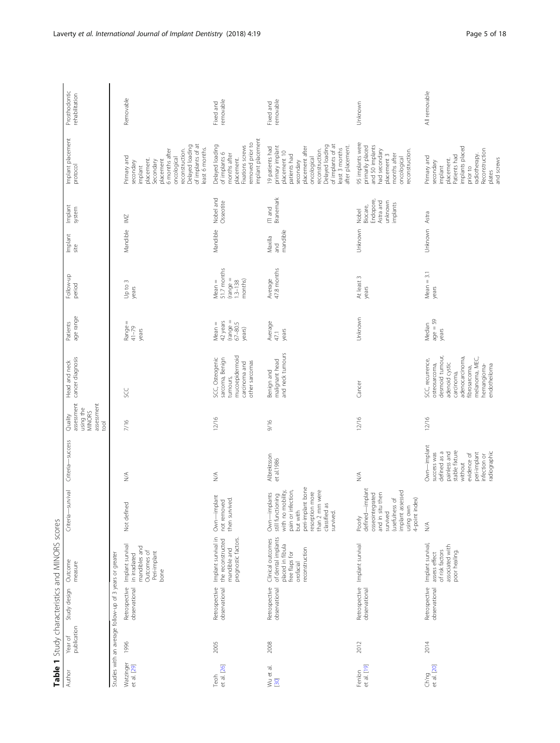**Table 1** Study characteristics and MINORS scores

| Author | Year of publication | Study design | Outcome measure | Criteria—survival | Criteria—success | Quality assessment using the MINORS assessment tool | Head and neck cancer diagnosis | Patients age range | Follow-up period | Implant site | Implant system | Implant placement protocol | Prosthodontic rehabilitation |
|---|---|---|---|---|---|---|---|---|---|---|---|---|---|
| Studies with an average follow-up of 3 years or greater | | | | | | | | | | | | | |
| Watzinger et al. [29] | 1996 | Retrospective observational | Implant survival in irradiated mandibles and Outcomes of Peri-implant bone | Not defined | N/A | 7/16 | SCC | Range = 41–79 years | Up to 3 years | Mandible | IMZ | Primary and secondary implant placement. Secondary placement 6 months after oncological reconstruction. Delayed loading of implants of at least 6 months. | Removable |
| Teoh et al. [26] | 2005 | Retrospective observational | Implant survival in the reconstructed mandible and prognostic factors. | Own—implant not removed then survived. | N/A | 12/16 | SCC, Osteogenic sarcoma, Benign tumours, mucoepidermoid carcinoma and other sarcomas | Mean = 42 years (range = 67–80.5 years) | Mean = 51.7 months (range = 1.3–138 months) | Mandible | Nobel and Osseotite | Delayed loading of implants 6 months after placement. Fixations screws removed prior to implant placement | Fixed and removable |
| Wu et al. [30] | 2008 | Retrospective observational | Clinical outcomes of dental implants placed in fibula free flaps for orofacial reconstruction | Own—implants still functioning with no mobility, pain or infection, but with peri-implant bone resorption more than 2 mm were classified as survived. | Albrektsson et al.1986 | 9/16 | Benign and malignant head and neck tumours | Average 47.1 years | Average 47.8 months | Maxilla and mandible | ITI and Branemark | 19 patients had primary implant placement 10 patients had secondary placement after oncological reconstruction. Delayed loading of implants of at least 3 months after placement. | Fixed and removable |
| Fenlon et al. [19] | 2012 | Retrospective observational | Implant survival | Poorly defined—implant osseointegrated and in situ then survived (usefulness of implant assessed using own 4-point index) | N/A | 12/16 | Cancer | Unknown | At least 3 years | Unknown | Nobel Biocare, Endopore, Astra and unknown implants | 95 implants were primarily placed and 50 implants had secondary placement 3 months after oncological reconstruction. | Unknown |
| Ch'ng et al. [20] | 2014 | Retrospective observational | Implant survival, assess effect of risk factors associated with poor healing. | N/A | Own—implant success was defined as a painless and stable fixture without evidence of peri-implant infection or radiographic | 12/16 | SCC, recurrence, osteosarcoma, desmoid tumour, adenoid cystic carcinoma, adenocarcinoma, fibrosarcoma, melanoma, MEC, hemangioma-endothelioma | Median age = 59 years | Mean = 3.1 years | Unknown | Astra | Primary and secondary implant placement. Patients had implants placed prior to radiotherapy. Reconstruction plates and screws | All removable |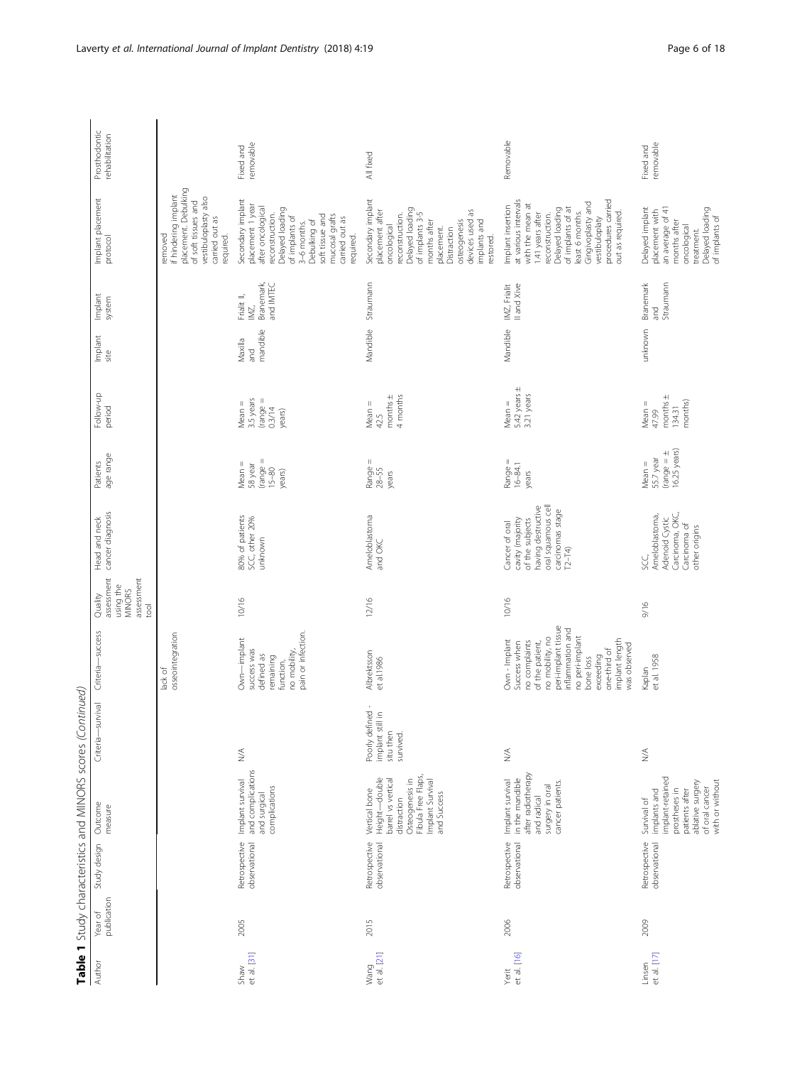**Table 1** Study characteristics and MINORS scores *(Continued)*

| Author | Year of publication | Study design | Outcome measure | Criteria—survival | Criteria—success | Quality assessment using the MINORS assessment tool | Head and neck cancer diagnosis | Patients age range | Follow-up period | Implant site | Implant system | Implant placement protocol | Prosthodontic rehabilitation |
|---|---|---|---|---|---|---|---|---|---|---|---|---|---|
| | | | | | lack of osseointegration | | | | | | | removed if hindering implant placement. Debulking of soft tissues and vestibuloplasty also carried out as required. | |
| Shaw et al. [31] | 2005 | Retrospective observational | Implant survival and complications and surgical complications | N/A | Own—implant success was defined as remaining function, no mobility, pain or infection. | 10/16 | 80% of patients SCC, other 20% unknown | Mean = 58 year (range = 15–80 years) | Mean = 3.5 years (range = 0.3/14 years) | Maxilla and mandible | Frialit II, IMZ, Branemark, and IMTEC | Secondary implant placement 1 year after oncological reconstruction. Delayed loading of implants of 3–6 months. Debulking of soft tissue and mucosal grafts carried out as required. | Fixed and removable |
| Wang et al. [21] | 2015 | Retrospective observational | Vertical bone Height—double barrel vs vertical distraction Osteogenesis in Fibula Free Flaps, Implant Survival and Success | Poorly defined - implant still in situ then survived. | Albrektsson et al.1986 | 12/16 | Ameloblastoma and OKC | Range = 28–55 years | Mean = 42.5 months ± 4 months | Mandible | Straumann | Secondary implant placement after oncological reconstruction. Delayed loading of implants 3-5 months after placement. Distraction osteogenesis devices used as implants and restored. | All fixed |
| Yerit et al. [16] | 2006 | Retrospective observational | Implant survival in the mandible after radiotherapy and radical surgery in oral cancer patients. | N/A | Own - Implant Success when no complaints of the patient, no mobility, no peri-implant tissue inflammation and no peri-implant bone loss exceeding one-third of implant length was observed | 10/16 | Cancer of oral cavity (majority of the subjects having destructive oral squamous cell carcinoma stage T2–T4) | Range = 16–84.1 years | Mean = 5.42 years ± 3.21 years | Mandible | IMZ, Frialit II and Xive | Implant insertion at various intervals with the mean at 1.41 years after reconstruction. Delayed loading of implants of at least 6 months. Gingivoplasty and vestibuloplasty procedures carried out as required. | Removable |
| Linsen et al. [17] | 2009 | Retrospective observational | Survival of implants and implant-retained prostheses in patients after ablative surgery of oral cancer with or without | N/A | Kaplan et al. 1958 | 9/16 | SCC, Ameloblastoma, Adenoid Cystic Carcinoma, OKC, Carcinoma of other origins | Mean = 55.7 year (range = ± 16.25 years) | Mean = 47.99 months ± 134.31 months) | unknown | Branemark and Straumann | Delayed implant placement with an average of 41 months after oncological treatment. Delayed loading of implants of | Fixed and removable |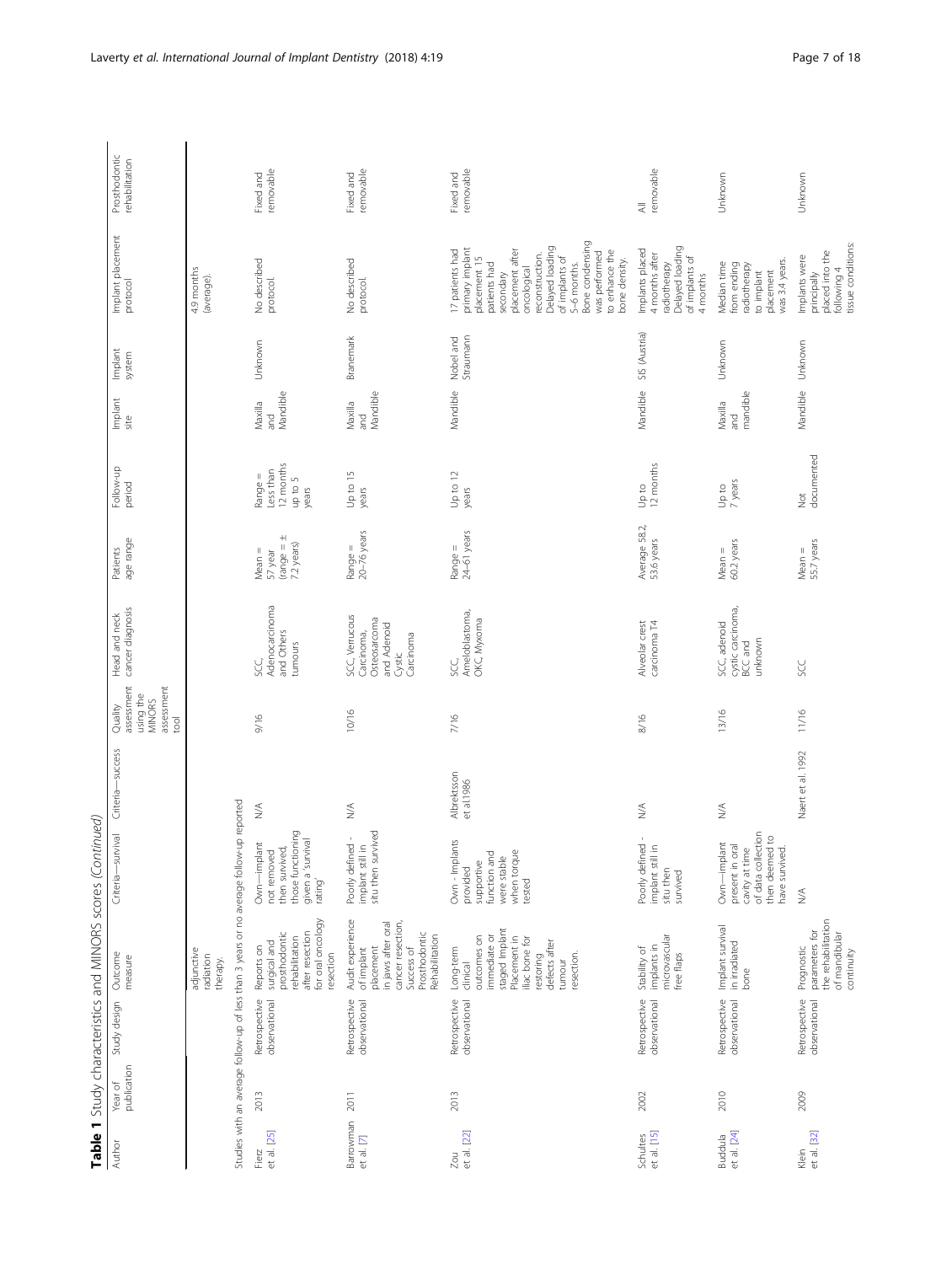**Table 1** Study characteristics and MINORS scores *(Continued)*

| Author | Year of publication | Study design | Outcome measure | Criteria—survival | Criteria—success | Quality assessment using the MINORS assessment tool | Head and neck cancer diagnosis | Patients age range | Follow-up period | Implant site | Implant system | Implant placement protocol | Prosthodontic rehabilitation |
|---|---|---|---|---|---|---|---|---|---|---|---|---|---|
| | | | adjunctive radiation therapy. | | | | | | | | | 4.9 months (average). | |
| Studies with an average follow-up of less than 3 years or no average follow-up reported | | | | | | | | | | | | | |
| Fierz et al. [25] | 2013 | Retrospective observational | Reports on surgical and prosthodontic rehabilitation after resection for oral oncology resection | Own—implant not removed then survived, those functioning given a 'survival rating' | N/A | 9/16 | SCC, Adenocarcinoma and Others tumours | Mean = 57 year (range = ± 7.2 years) | Range = Less than 12 months up to 5 years | Maxilla and Mandible | Unknown | No described protocol. | Fixed and removable |
| Barrowman et al. [7] | 2011 | Retrospective observational | Audit experience of implant placement in jaws after oral cancer resection, Success of Prosthodontic Rehabilitation | Poorly defined - implant still in situ then survived | N/A | 10/16 | SCC, Verrucous Carcinoma, Osteosarcoma and Adenoid Cystic Carcinoma | Range = 20–76 years | Up to 15 years | Maxilla and Mandible | Branemark | No described protocol. | Fixed and removable |
| Zou et al. [22] | 2013 | Retrospective observational | Long-term clinical outcomes on immediate or staged Implant Placement in iliac bone for restoring defects after tumour resection. | Own - Implants provided supportive function and were stable when torque tested | Albrektsson et al.1986 | 7/16 | SCC, Ameloblastoma, OKC, Myxoma | Range = 24–61 years | Up to 12 years | Mandible | Nobel and Straumann | 17 patients had primary implant placement 15 patients had secondary placement after oncological reconstruction. Delayed loading of implants of 5–6 months. Bone condensing was performed to enhance the bone density. | Fixed and removable |
| Schultes et al. [15] | 2002 | Retrospective observational | Stability of implants in microvascular free flaps | Poorly defined - implant still in situ then survived | N/A | 8/16 | Alveolar crest carcinoma T4 | Average 58.2, 53.6 years | Up to 12 months | Mandible | SIS (Austria) | Implants placed 4 months after radiotherapy Delayed loading of implants of 4 months | All removable |
| Buddula et al. [24] | 2010 | Retrospective observational | Implant survival in irradiated bone | Own—implant present in oral cavity at time of data collection then deemed to have survived. | N/A | 13/16 | SCC, adenoid cystic carcinoma, BCC and unknown | Mean = 60.2 years | Up to 7 years | Maxilla and mandible | Unknown | Median time from ending radiotherapy to implant placement was 3.4 years. | Unknown |
| Klein et al. [32] | 2009 | Retrospective observational | Prognostic parameters for the rehabilitation of mandibular continuity | N/A | Naert et al. 1992 | 11/16 | SCC | Mean = 55.7 years | Not documented | Mandible | Unknown | Implants were principally placed into the following 4 tissue conditions: | Unknown |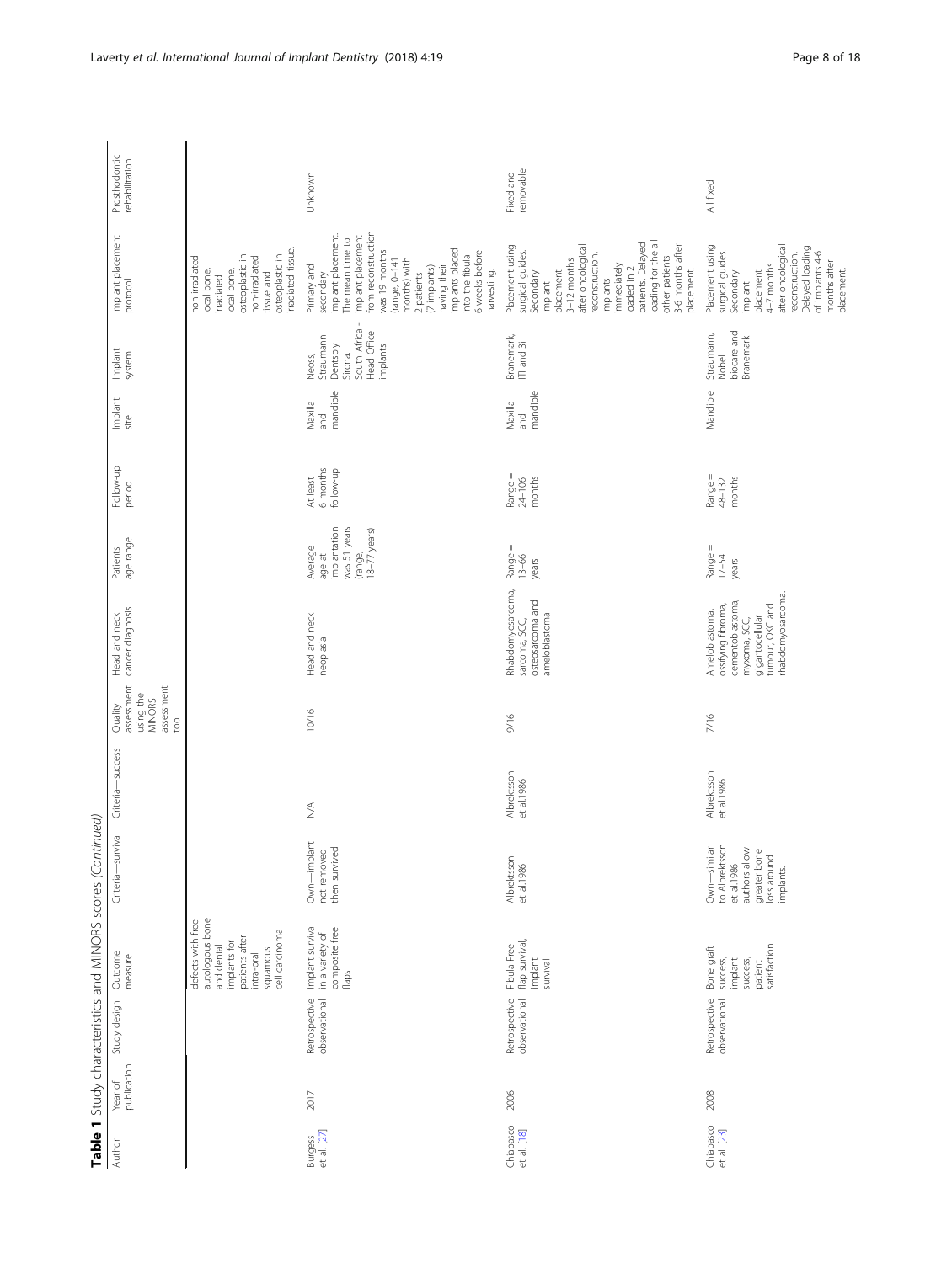**Table 1** Study characteristics and MINORS scores *(Continued)*

| Author | Year of publication | Study design | Outcome measure | Criteria—survival | Criteria—success | Quality assessment using the MINORS assessment tool | Head and neck cancer diagnosis | Patients age range | Follow-up period | Implant site | Implant system | Implant placement protocol | Prosthodontic rehabilitation |
|---|---|---|---|---|---|---|---|---|---|---|---|---|---|
| | | | defects with free autologous bone and dental implants for patients after intra-oral squamous cell carcinoma | | | | | | | | | non-irradiated local bone, irradiated local bone, osteoplastic in non-irradiated tissue and osteoplastic in irradiated tissue. | |
| Burgess et al. [27] | 2017 | Retrospective observational | Implant survival in a variety of composite free flaps | Own—implant not removed then survived | N/A | 10/16 | Head and neck neoplasia | Average age at implantation was 51 years (range, 18–77 years) | At least 6 months follow-up | Maxilla and mandible | Neoss, Straumann Dentsply Sirona, South Africa - Head Office implants | Primary and secondary implant placement. The mean time to implant placement from reconstruction was 19 months (range, 0–141 months) with 2 patients (7 implants) having their implants placed into the fibula 6 weeks before harvesting. | Unknown |
| Chiapasco et al. [18] | 2006 | Retrospective observational | Fibula Free flap survival, implant survival | Albrektsson et al.1986 | Albrektsson et al.1986 | 9/16 | Rhabdomyosarcoma, sarcoma, SCC, osteosarcoma and ameloblastoma | Range = 13–66 years | Range = 24–106 months | Maxilla and mandible | Branemark, ITI and 3i | Placement using surgical guides. Secondary implant placement 3–12 months after oncological reconstruction. Implants immediately loaded in 2 patients. Delayed loading for the all other patients 3-6 months after placement. | Fixed and removable |
| Chiapasco et al. [23] | 2008 | Retrospective observational | Bone graft success, implant success, patient satisfaction | Own—similar to Albrektsson et al.1986 authors allow greater bone loss around implants. | Albrektsson et al.1986 | 7/16 | Ameloblastoma, ossifying fibroma, cementoblastoma, myxoma, SCC, gigantocellular tumour, OKC and rhabdomyosarcoma. | Range = 17–54 years | Range = 48–132 months | Mandible | Straumann, Nobel biocare and Branemark | Placement using surgical guides. Secondary implant placement 4–7 months after oncological reconstruction. Delayed loading of implants 4-6 months after placement. | All fixed |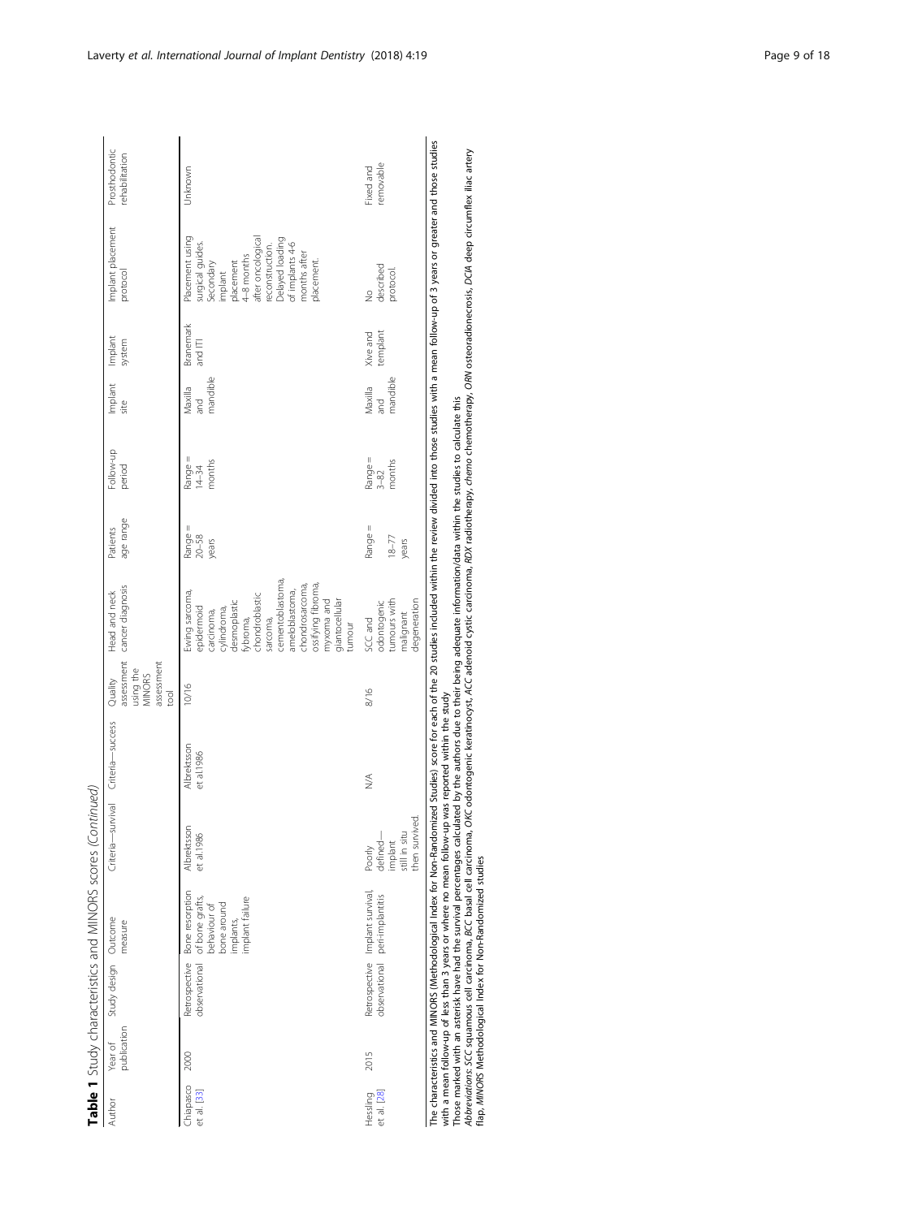**Table 1** Study characteristics and MINORS scores *(Continued)*

| Author | Year of publication | Study design | Outcome measure | Criteria—survival | Criteria—success | Quality assessment using the MINORS assessment tool | Head and neck cancer diagnosis | Patients age range | Follow-up period | Implant site | Implant system | Implant placement protocol | Prosthodontic rehabilitation |
|---|---|---|---|---|---|---|---|---|---|---|---|---|---|
| Chiapasco et al. [33] | 2000 | Retrospective observational | Bone resorption of bone grafts, behaviour of bone around implants, implant failure | Albrektsson et al.1986 | Albrektsson et al.1986 | 10/16 | Ewing sarcoma, epidermoid carcinoma, cylindroma, desmoplastic fybroma, chondroblastic sarcoma, cementoblastoma, ameloblastoma, chondrosarcoma, ossifying fibroma, myxoma and giantocellular tumour | Range = 20–58 years | Range = 14–34 months | Maxilla and mandible | Branemark and ITI | Placement using surgical guides. Secondary implant placement 4–8 months after oncological reconstruction. Delayed loading of implants 4-6 months after placement. | Unknown |
| Hessling et al. [28] | 2015 | Retrospective observational | Implant survival, peri-implantitis | Poorly defined—implant still in situ then survived. | N/A | 8/16 | SCC and odontogenic tumours with malignant degeneration | Range = 18–77 years | Range = 3–82 months | Maxilla and mandible | Xive and templant | No described protocol. | Fixed and removable |

The characteristics and MINORS (Methodological Index for Non-Randomized Studies) score for each of the 20 studies included within the review divided into those studies with a mean follow-up of 3 years or greater and those studies with a mean follow-up of less than 3 years or where no mean follow-up was reported within the study

Those marked with an asterisk have had the survival percentages calculated by the authors due to their being adequate information/data within the studies to calculate this

*Abbreviations*: *SCC* squamous cell carcinoma, *BCC* basal cell carcinoma, *OKC* odontogenic keratinocyst, *ACC* adenoid cystic carcinoma, *RDX* radiotherapy, *chemo* chemotherapy, *ORN* osteoradionecrosis, *DCIA* deep circumflex iliac artery flap, *MINORS* Methodological Index for Non-Randomized Studies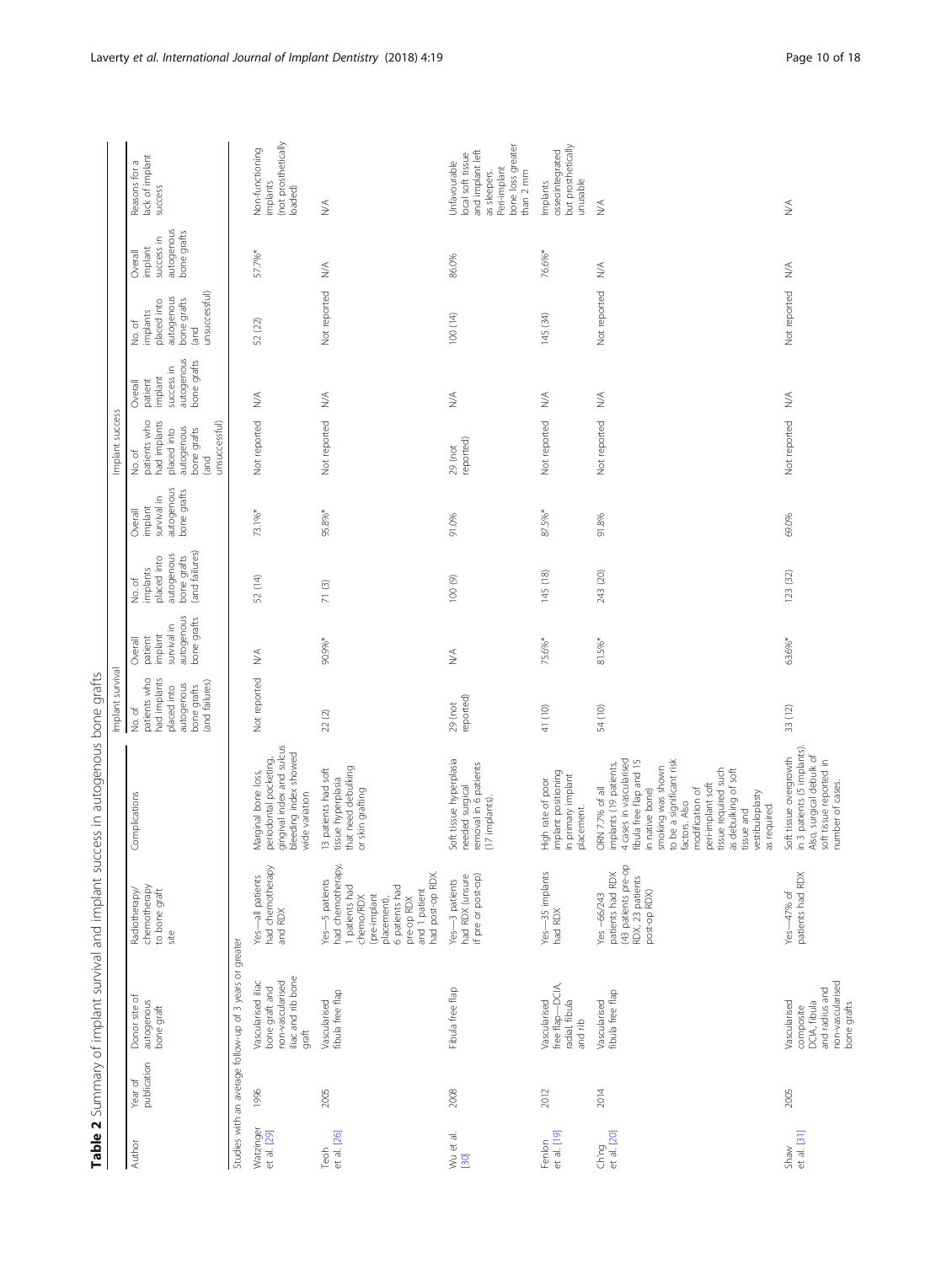**Table 2** Summary of implant survival and implant success in autogenous bone grafts

| Author | Year of publication | Donor site of autogenous bone graft | Radiotherapy/chemotherapy to bone graft site | Complications | Implant survival | | | | Implant success | | | | Reasons for a lack of implant success |
|---|---|---|---|---|---|---|---|---|---|---|---|---|---|
| | | | | | No. of patients who had implants placed into autogenous bone grafts (and failures) | Overall patient implant survival in autogenous bone grafts | No. of implants placed into autogenous bone grafts (and failures) | Overall implant survival in autogenous bone grafts | No. of patients who had implants placed into autogenous bone grafts (and unsuccessful) | Overall patient implant success in autogenous bone grafts | No. of implants placed into autogenous bone grafts (and unsuccessful) | Overall implant success in autogenous bone grafts | |
| Studies with an average follow-up of 3 years or greater | | | | | | | | | | | | | |
| Watzinger et al. [29] | 1996 | Vascularised iliac bone graft and non-vascularised iliac and rib bone graft | Yes—all patients had chemotherapy and RDX | Marginal bone loss, periodontal pocketing, gingival index and sulcus bleeding index showed wide variation | Not reported | N/A | 52 (14) | 73.1%* | Not reported | N/A | 52 (22) | 57.7%* | Non-functioning implants (not prosthetically loaded) |
| Teoh et al. [26] | 2005 | Vascularised fibula free flap | Yes—5 patients had chemotherapy, 1 patients had chemo/RDX (pre-implant placement), 6 patients had pre-op RDX and 1 patient had post-op RDX. | 13 patients had soft tissue hyperplasia that need debulking or skin grafting | 22 (2) | 90.9%* | 71 (3) | 95.8%* | Not reported | N/A | Not reported | N/A | N/A |
| Wu et al. [30] | 2008 | Fibula free flap | Yes—3 patients had RDX (unsure if pre or post-op) | Soft tissue hyperplasia needed surgical removal in 6 patients (17 implants). | 29 (not reported) | N/A | 100 (9) | 91.0% | 29 (not reported) | N/A | 100 (14) | 86.0% | Unfavourable local soft tissue and implant left as sleepers. Peri-implant bone loss greater than 2 mm |
| Fenlon et al. [19] | 2012 | Vascularised free flap—DCIA, radial, fibula and rib | Yes—35 implants had RDX | High rate of poor implant positioning in primary implant placement. | 41 (10) | 75.6%* | 145 (18) | 87.5%* | Not reported | N/A | 145 (34) | 76.6%* | Implants osseointegrated but prosthetically unusable |
| Ch'ng et al. [20] | 2014 | Vascularised fibula free flap | Yes –66/243 (43 patients pre-op patients had RDX, 23 patients post-op RDX) | ORN 7.7% of all implants (19 patients, 4 cases in vascularised fibula free flap and 15 in native bone) smoking was shown to be a significant risk factors. Also modification of peri-implant soft tissue required such as debulking of soft tissue and vestibuloplasty as required. | 54 (10) | 81.5%* | 243 (20) | 91.8% | Not reported | N/A | Not reported | N/A | N/A |
| Shaw et al. [31] | 2005 | Vascularised composite DCIA, fibula and radius and non-vascularised bone grafts | Yes—47% of patients had RDX | Soft tissue overgrowth in 3 patients (5 implants). Also, surgical debulk of soft tissue reported in number of cases. | 33 (12) | 63.6%* | 123 (32) | 69.0% | Not reported | N/A | Not reported | N/A | N/A |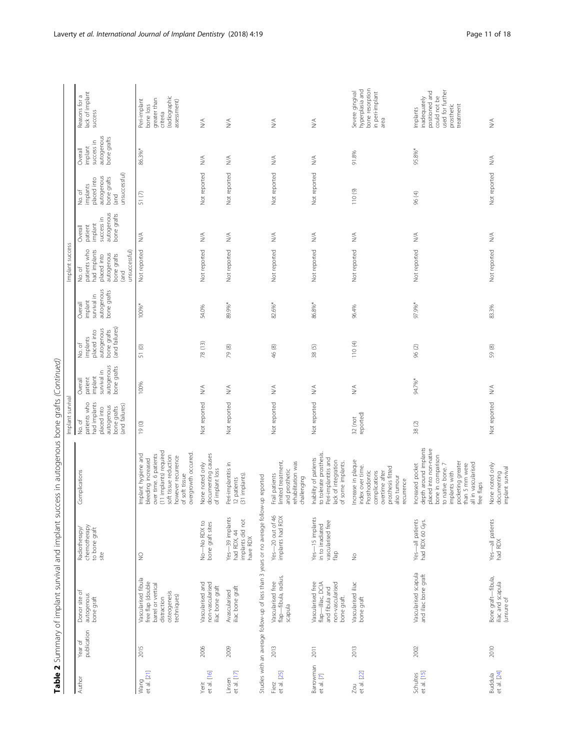**Table 2** Summary of implant survival and implant success in autogenous bone grafts *(Continued)*

| Author | Year of publication | Donor site of autogenous bone graft | Radiotherapy/ chemotherapy to bone graft site | Complications | Implant survival | | | | Implant success | | | | Reasons for a lack of implant success |
|---|---|---|---|---|---|---|---|---|---|---|---|---|---|
| | | | | | No. of patients who had implants placed into autogenous bone grafts (and failures) | Overall patient implant survival in autogenous bone grafts | No. of implants placed into autogenous bone grafts (and failures) | Overall implant survival in autogenous bone grafts | No. of patients who had implants placed into autogenous bone grafts (and unsuccessful) | Overall patient implant success in autogenous bone grafts | No. of implants placed into autogenous bone grafts (and unsuccessful) | Overall implant success in autogenous bone grafts | |
| Wang et al. [21] | 2015 | Vascularised fibula free flap (double barrel or vertical distraction osteogenesis techniques) | NO | Implant hygiene and bleeding increased over time. 6 patients (11 implants) required soft tissue reduction however recurrence of soft tissue overgrowth occurred. | 19 (0) | 100% | 51 (0) | 100%* | Not reported | N/A | 51 (7) | 86.3%* | Peri-implant bone loss greater than criteria (radiographic assessment) |
| Yerit et al. [16] | 2006 | Vascularised and non-vascularised iliac bone graft | No—No RDX to bone graft sites | None noted only documenting causes of implant loss | Not reported | N/A | 78 (13) | 54.0% | Not reported | N/A | Not reported | N/A | N/A |
| Linsen et al. [17] | 2009 | Avascularised iliac bone graft | Yes—39 implants had RDX, 44 implants did not have RDX | Peri-implantitis in 12 patients (31 implants). | Not reported | N/A | 79 (8) | 89.9%* | Not reported | N/A | Not reported | N/A | N/A |
| Studies with an average follow-up of less than 3 years or no average follow-up reported | | | | | | | | | | | | | |
| Fierz et al. [25] | 2013 | Vascularised free flap—fibula, radius, scapula | Yes—20 out of 46 implants had RDX | Frail patients limited treatment, and prosthetic rehabilitation was challenging | Not reported | N/A | 46 (8) | 82.6%* | Not reported | N/A | Not reported | N/A | N/A |
| Barrowman et al. [7] | 2011 | Vascularised free flap—iliac, DCIA and fibula and non-vascularised bone graft. | Yes—15 implants in to irradiated vascularised free flap | Inability of patients to tolerate prosthesis. Peri-implantitis and lack of integration of some implants. | Not reported | N/A | 38 (5) | 86.8%* | Not reported | N/A | Not reported | N/A | N/A |
| Zou et al. [22] | 2013 | Vascularised iliac bone graft | No | Increase in plaque index over time. Prosthodontic complications overtime after prosthesis fitted also tumour recurrence | 32 (not reported) | N/A | 110 (4) | 96.4% | Not reported | N/A | 110 (9) | 91.8% | Severe gingival hyperplasia and bone resorption in peri-implant area |
| Schultes et al. [15] | 2002 | Vascularised scapula and iliac bone graft | Yes—all patients had RDX 60 Gys. | Increased pocket depth around implants placed into non-native bone in comparison to native bone. 7 implants with pocketing greater than 5 mm were all in vascularised free flaps | 38 (2) | 94.7%* | 96 (2) | 97.9%* | Not reported | N/A | 96 (4) | 95.8%* | Implants inadequately positioned and could not be used for further prosthetic treatment |
| Buddula et al. [24] | 2010 | Bone graft—fibula, iliac and scapula (unsure of | Yes—all patients had RDX | None noted only documenting implant survival | Not reported | N/A | 59 (8) | 83.3% | Not reported | N/A | Not reported | N/A | N/A |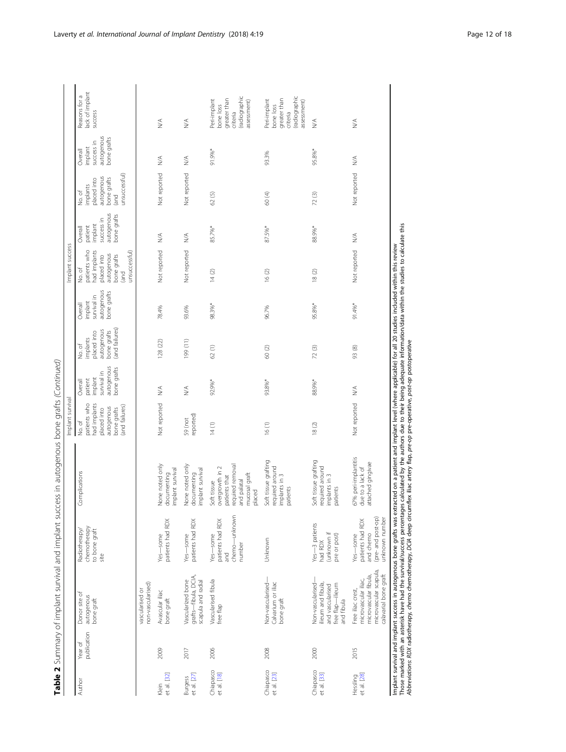**Table 2** Summary of implant survival and implant success in autogenous bone grafts *(Continued)*

| Author | Year of publication | Donor site of autogenous bone graft | Radiotherapy/chemotherapy to bone graft site | Complications | Implant survival | | | | Implant success | | | | Reasons for a lack of implant success |
|---|---|---|---|---|---|---|---|---|---|---|---|---|---|
| | | | | | No. of patients who had implants placed into autogenous bone grafts (and failures) | Overall patient implant survival in autogenous bone grafts | No. of implants placed into autogenous bone grafts (and failures) | Overall implant survival in autogenous bone grafts | No. of patients who had implants placed into autogenous bone grafts (and unsuccessful) | Overall patient implant success in autogenous bone grafts | No. of implants placed into autogenous bone grafts (and unsuccessful) | Overall implant success in autogenous bone grafts | |
| | | vascularised or non-vascularised) | | | | | | | | | | | |
| Klein et al. [32] | 2009 | Avascular iliac bone graft | Yes—some patients had RDX | None noted only documenting implant survival | Not reported | N/A | 128 (22) | 78.4% | Not reported | N/A | Not reported | N/A | N/A |
| Burgess et al. [27] | 2017 | Vascularized bone grafts—fibula, DCIA, scapula and radial | Yes—some patients had RDX | None noted only documenting implant survival | 59 (not reported) | N/A | 199 (11) | 93.6% | Not reported | N/A | Not reported | N/A | N/A |
| Chiapasco et al. [18] | 2006 | Vascularised fibula free flap | Yes—some patients had RDX and chemo—unknown number | Soft tissue overgrowth in 2 patients that required removal and palatal mucosal graft placed | 14 (1) | 92.9%* | 62 (1) | 98.3%* | 14 (2) | 85.7%* | 62 (5) | 91.9%* | Peri-implant bone loss greater than criteria (radiographic assessment) |
| Chiapasco et al. [23] | 2008 | Non-vascularised—Calvarium or iliac bone graft | Unknown | Soft tissue grafting required around implants in 3 patients | 16 (1) | 93.8%* | 60 (2) | 96.7% | 16 (2) | 87.5%* | 60 (4) | 93.3% | Peri-implant bone loss greater than criteria (radiographic assessment) |
| Chiapasco et al. [33] | 2000 | Non-vascularised—ilieum and fibula, and vascularised free flap—ilieum and fibula | Yes—3 patients had RDX (unknown if pre or post) | Soft tissue grafting required around implants in 3 patients | 18 (2) | 88.9%* | 72 (3) | 95.8%* | 18 (2) | 88.9%* | 72 (3) | 95.8%* | N/A |
| Hessling et al. [28] | 2015 | Free iliac crest, microvascular iliac, microvascular fibula, microvascular scapula, calavarial bone graft | Yes—some patients had RDX and chemo (pre- and post-op) unknown number | 67% peri-implantitis due to a lack of attached gingivae | Not reported | N/A | 93 (8) | 91.4%* | Not reported | N/A | Not reported | N/A | N/A |

Implant survival and implant success in autogenous bone grafts was extracted on a patient and implant level (where applicable) for all 20 studies included within this review
Those marked with an asterisk have had the survival/success percentages calculated by the authors due to their being adequate information/data within the studies to calculate this
*Abbreviations*: *RDX* radiotherapy, *chemo* chemotherapy, *DCIA* deep circumflex iliac artery flap, *pre-op* pre-operative, *post-op* postoperative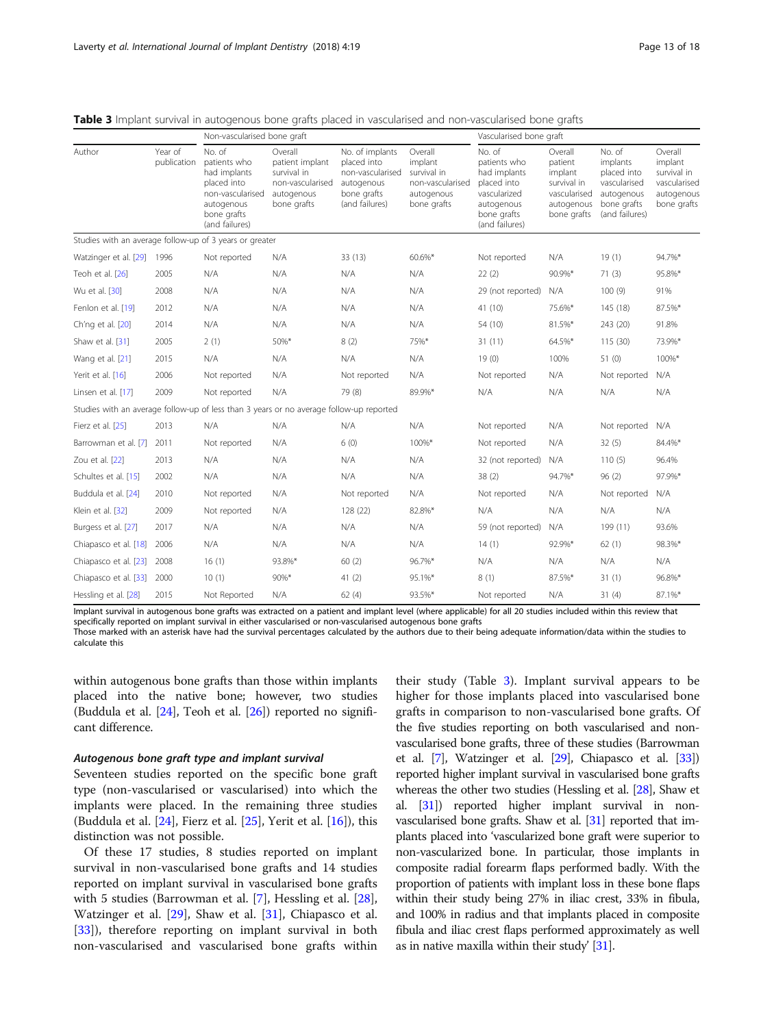**Table 3** Implant survival in autogenous bone grafts placed in vascularised and non-vascularised bone grafts

| Author | Year of publication | Non-vascularised bone graft: No. of patients who had implants placed into non-vascularised autogenous bone grafts (and failures) | Overall patient implant survival in non-vascularised autogenous bone grafts | No. of implants placed into non-vascularised autogenous bone grafts (and failures) | Overall implant survival in non-vascularised autogenous bone grafts | Vascularised bone graft: No. of patients who had implants placed into vascularized autogenous bone grafts (and failures) | Overall patient implant survival in vascularised autogenous bone grafts | No. of implants placed into vascularised autogenous bone grafts (and failures) | Overall implant survival in vascularised autogenous bone grafts |
|---|---|---|---|---|---|---|---|---|---|
| Studies with an average follow-up of 3 years or greater | | | | | | | | | |
| Watzinger et al. [29] | 1996 | Not reported | N/A | 33 (13) | 60.6%* | Not reported | N/A | 19 (1) | 94.7%* |
| Teoh et al. [26] | 2005 | N/A | N/A | N/A | N/A | 22 (2) | 90.9%* | 71 (3) | 95.8%* |
| Wu et al. [30] | 2008 | N/A | N/A | N/A | N/A | 29 (not reported) | N/A | 100 (9) | 91% |
| Fenlon et al. [19] | 2012 | N/A | N/A | N/A | N/A | 41 (10) | 75.6%* | 145 (18) | 87.5%* |
| Ch'ng et al. [20] | 2014 | N/A | N/A | N/A | N/A | 54 (10) | 81.5%* | 243 (20) | 91.8% |
| Shaw et al. [31] | 2005 | 2 (1) | 50%* | 8 (2) | 75%* | 31 (11) | 64.5%* | 115 (30) | 73.9%* |
| Wang et al. [21] | 2015 | N/A | N/A | N/A | N/A | 19 (0) | 100% | 51 (0) | 100%* |
| Yerit et al. [16] | 2006 | Not reported | N/A | Not reported | N/A | Not reported | N/A | Not reported | N/A |
| Linsen et al. [17] | 2009 | Not reported | N/A | 79 (8) | 89.9%* | N/A | N/A | N/A | N/A |
| Studies with an average follow-up of less than 3 years or no average follow-up reported | | | | | | | | | |
| Fierz et al. [25] | 2013 | N/A | N/A | N/A | N/A | Not reported | N/A | Not reported | N/A |
| Barrowman et al. [7] | 2011 | Not reported | N/A | 6 (0) | 100%* | Not reported | N/A | 32 (5) | 84.4%* |
| Zou et al. [22] | 2013 | N/A | N/A | N/A | N/A | 32 (not reported) | N/A | 110 (5) | 96.4% |
| Schultes et al. [15] | 2002 | N/A | N/A | N/A | N/A | 38 (2) | 94.7%* | 96 (2) | 97.9%* |
| Buddula et al. [24] | 2010 | Not reported | N/A | Not reported | N/A | Not reported | N/A | Not reported | N/A |
| Klein et al. [32] | 2009 | Not reported | N/A | 128 (22) | 82.8%* | N/A | N/A | N/A | N/A |
| Burgess et al. [27] | 2017 | N/A | N/A | N/A | N/A | 59 (not reported) | N/A | 199 (11) | 93.6% |
| Chiapasco et al. [18] | 2006 | N/A | N/A | N/A | N/A | 14 (1) | 92.9%* | 62 (1) | 98.3%* |
| Chiapasco et al. [23] | 2008 | 16 (1) | 93.8%* | 60 (2) | 96.7%* | N/A | N/A | N/A | N/A |
| Chiapasco et al. [33] | 2000 | 10 (1) | 90%* | 41 (2) | 95.1%* | 8 (1) | 87.5%* | 31 (1) | 96.8%* |
| Hessling et al. [28] | 2015 | Not Reported | N/A | 62 (4) | 93.5%* | Not reported | N/A | 31 (4) | 87.1%* |

Implant survival in autogenous bone grafts was extracted on a patient and implant level (where applicable) for all 20 studies included within this review that specifically reported on implant survival in either vascularised or non-vascularised autogenous bone grafts
Those marked with an asterisk have had the survival percentages calculated by the authors due to their being adequate information/data within the studies to calculate this

within autogenous bone grafts than those within implants placed into the native bone; however, two studies (Buddula et al. [24], Teoh et al. [26]) reported no significant difference.

#### *Autogenous bone graft type and implant survival*

Seventeen studies reported on the specific bone graft type (non-vascularised or vascularised) into which the implants were placed. In the remaining three studies (Buddula et al. [24], Fierz et al. [25], Yerit et al. [16]), this distinction was not possible.

Of these 17 studies, 8 studies reported on implant survival in non-vascularised bone grafts and 14 studies reported on implant survival in vascularised bone grafts with 5 studies (Barrowman et al. [7], Hessling et al. [28], Watzinger et al. [29], Shaw et al. [31], Chiapasco et al. [33]), therefore reporting on implant survival in both non-vascularised and vascularised bone grafts within their study (Table 3). Implant survival appears to be higher for those implants placed into vascularised bone grafts in comparison to non-vascularised bone grafts. Of the five studies reporting on both vascularised and non-vascularised bone grafts, three of these studies (Barrowman et al. [7], Watzinger et al. [29], Chiapasco et al. [33]) reported higher implant survival in vascularised bone grafts whereas the other two studies (Hessling et al. [28], Shaw et al. [31]) reported higher implant survival in non-vascularised bone grafts. Shaw et al. [31] reported that implants placed into 'vascularized bone graft were superior to non-vascularized bone. In particular, those implants in composite radial forearm flaps performed badly. With the proportion of patients with implant loss in these bone flaps within their study being 27% in iliac crest, 33% in fibula, and 100% in radius and that implants placed in composite fibula and iliac crest flaps performed approximately as well as in native maxilla within their study' [31].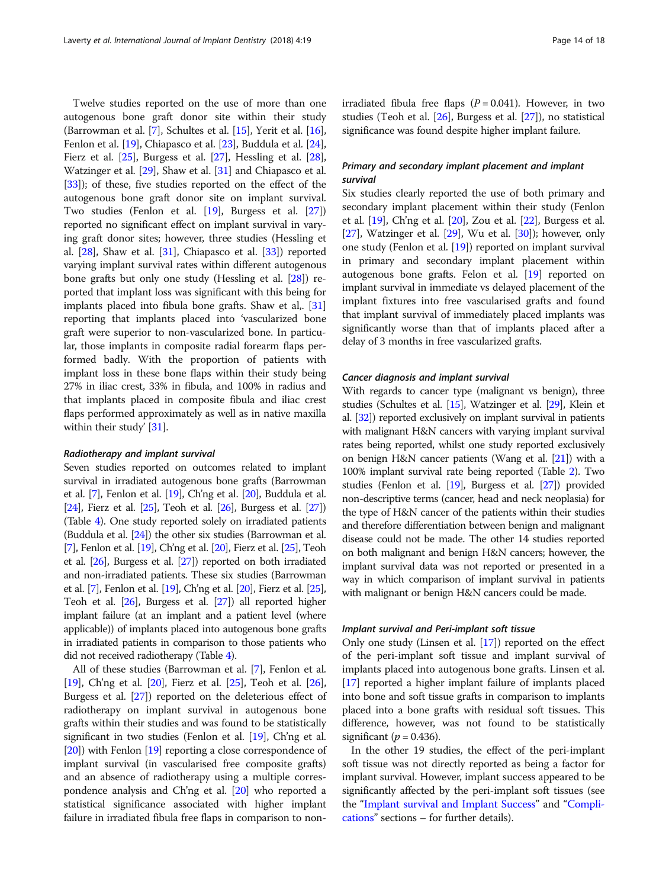Twelve studies reported on the use of more than one autogenous bone graft donor site within their study (Barrowman et al. [7], Schultes et al. [15], Yerit et al. [16], Fenlon et al. [19], Chiapasco et al. [23], Buddula et al. [24], Fierz et al. [25], Burgess et al. [27], Hessling et al. [28], Watzinger et al. [29], Shaw et al. [31] and Chiapasco et al. [33]); of these, five studies reported on the effect of the autogenous bone graft donor site on implant survival. Two studies (Fenlon et al. [19], Burgess et al. [27]) reported no significant effect on implant survival in varying graft donor sites; however, three studies (Hessling et al. [28], Shaw et al. [31], Chiapasco et al. [33]) reported varying implant survival rates within different autogenous bone grafts but only one study (Hessling et al. [28]) reported that implant loss was significant with this being for implants placed into fibula bone grafts. Shaw et al,. [31] reporting that implants placed into 'vascularized bone graft were superior to non-vascularized bone. In particular, those implants in composite radial forearm flaps performed badly. With the proportion of patients with implant loss in these bone flaps within their study being 27% in iliac crest, 33% in fibula, and 100% in radius and that implants placed in composite fibula and iliac crest flaps performed approximately as well as in native maxilla within their study' [31].

#### *Radiotherapy and implant survival*

Seven studies reported on outcomes related to implant survival in irradiated autogenous bone grafts (Barrowman et al. [7], Fenlon et al. [19], Ch'ng et al. [20], Buddula et al. [24], Fierz et al. [25], Teoh et al. [26], Burgess et al. [27]) (Table 4). One study reported solely on irradiated patients (Buddula et al. [24]) the other six studies (Barrowman et al. [7], Fenlon et al. [19], Ch'ng et al. [20], Fierz et al. [25], Teoh et al. [26], Burgess et al. [27]) reported on both irradiated and non-irradiated patients. These six studies (Barrowman et al. [7], Fenlon et al. [19], Ch'ng et al. [20], Fierz et al. [25], Teoh et al. [26], Burgess et al. [27]) all reported higher implant failure (at an implant and a patient level (where applicable)) of implants placed into autogenous bone grafts in irradiated patients in comparison to those patients who did not received radiotherapy (Table 4).

All of these studies (Barrowman et al. [7], Fenlon et al. [19], Ch'ng et al. [20], Fierz et al. [25], Teoh et al. [26], Burgess et al. [27]) reported on the deleterious effect of radiotherapy on implant survival in autogenous bone grafts within their studies and was found to be statistically significant in two studies (Fenlon et al. [19], Ch'ng et al. [20]) with Fenlon [19] reporting a close correspondence of implant survival (in vascularised free composite grafts) and an absence of radiotherapy using a multiple correspondence analysis and Ch'ng et al. [20] who reported a statistical significance associated with higher implant failure in irradiated fibula free flaps in comparison to non-irradiated fibula free flaps ($P = 0.041$). However, in two studies (Teoh et al. [26], Burgess et al. [27]), no statistical significance was found despite higher implant failure.

#### *Primary and secondary implant placement and implant survival*

Six studies clearly reported the use of both primary and secondary implant placement within their study (Fenlon et al. [19], Ch'ng et al. [20], Zou et al. [22], Burgess et al. [27], Watzinger et al. [29], Wu et al. [30]); however, only one study (Fenlon et al. [19]) reported on implant survival in primary and secondary implant placement within autogenous bone grafts. Felon et al. [19] reported on implant survival in immediate vs delayed placement of the implant fixtures into free vascularised grafts and found that implant survival of immediately placed implants was significantly worse than that of implants placed after a delay of 3 months in free vascularized grafts.

#### *Cancer diagnosis and implant survival*

With regards to cancer type (malignant vs benign), three studies (Schultes et al. [15], Watzinger et al. [29], Klein et al. [32]) reported exclusively on implant survival in patients with malignant H&N cancers with varying implant survival rates being reported, whilst one study reported exclusively on benign H&N cancer patients (Wang et al. [21]) with a 100% implant survival rate being reported (Table 2). Two studies (Fenlon et al. [19], Burgess et al. [27]) provided non-descriptive terms (cancer, head and neck neoplasia) for the type of H&N cancer of the patients within their studies and therefore differentiation between benign and malignant disease could not be made. The other 14 studies reported on both malignant and benign H&N cancers; however, the implant survival data was not reported or presented in a way in which comparison of implant survival in patients with malignant or benign H&N cancers could be made.

#### *Implant survival and Peri-implant soft tissue*

Only one study (Linsen et al. [17]) reported on the effect of the peri-implant soft tissue and implant survival of implants placed into autogenous bone grafts. Linsen et al. [17] reported a higher implant failure of implants placed into bone and soft tissue grafts in comparison to implants placed into a bone grafts with residual soft tissues. This difference, however, was not found to be statistically significant ($p = 0.436$).

In the other 19 studies, the effect of the peri-implant soft tissue was not directly reported as being a factor for implant survival. However, implant success appeared to be significantly affected by the peri-implant soft tissues (see the "Implant survival and Implant Success" and "Complications" sections – for further details).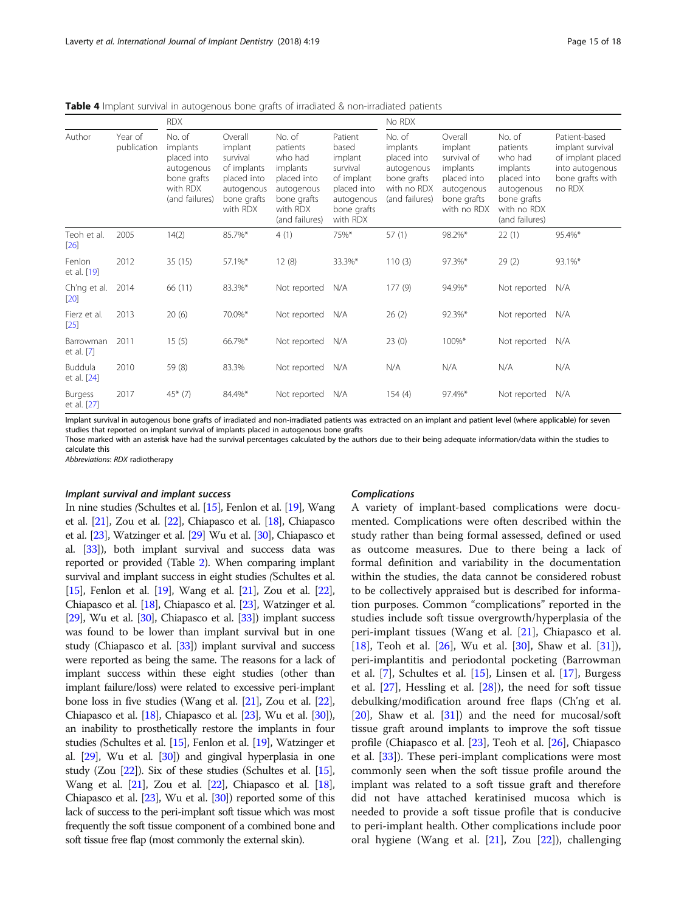**Table 4** Implant survival in autogenous bone grafts of irradiated & non-irradiated patients

| | | RDX | | | | No RDX | | | |
|---|---|---|---|---|---|---|---|---|---|
| Author | Year of publication | No. of implants placed into autogenous bone grafts with RDX (and failures) | Overall implant survival of implants placed into autogenous bone grafts with RDX | No. of patients who had implants placed into autogenous bone grafts with RDX (and failures) | Patient based implant survival of implant placed into autogenous bone grafts with RDX | No. of implants placed into autogenous bone grafts with no RDX (and failures) | Overall implant survival of implants placed into autogenous bone grafts with no RDX | No. of patients who had implants placed into autogenous bone grafts with no RDX (and failures) | Patient-based implant survival of implant placed into autogenous bone grafts with no RDX |
| Teoh et al. [26] | 2005 | 14(2) | 85.7%* | 4 (1) | 75%* | 57 (1) | 98.2%* | 22 (1) | 95.4%* |
| Fenlon et al. [19] | 2012 | 35 (15) | 57.1%* | 12 (8) | 33.3%* | 110 (3) | 97.3%* | 29 (2) | 93.1%* |
| Ch'ng et al. [20] | 2014 | 66 (11) | 83.3%* | Not reported | N/A | 177 (9) | 94.9%* | Not reported | N/A |
| Fierz et al. [25] | 2013 | 20 (6) | 70.0%* | Not reported | N/A | 26 (2) | 92.3%* | Not reported | N/A |
| Barrowman et al. [7] | 2011 | 15 (5) | 66.7%* | Not reported | N/A | 23 (0) | 100%* | Not reported | N/A |
| Buddula et al. [24] | 2010 | 59 (8) | 83.3% | Not reported | N/A | N/A | N/A | N/A | N/A |
| Burgess et al. [27] | 2017 | 45* (7) | 84.4%* | Not reported | N/A | 154 (4) | 97.4%* | Not reported | N/A |

Implant survival in autogenous bone grafts of irradiated and non-irradiated patients was extracted on an implant and patient level (where applicable) for seven studies that reported on implant survival of implants placed in autogenous bone grafts

Those marked with an asterisk have had the survival percentages calculated by the authors due to their being adequate information/data within the studies to calculate this

*Abbreviations*: *RDX* radiotherapy

#### *Implant survival and implant success*

In nine studies (Schultes et al. [15], Fenlon et al. [19], Wang et al. [21], Zou et al. [22], Chiapasco et al. [18], Chiapasco et al. [23], Watzinger et al. [29] Wu et al. [30], Chiapasco et al. [33]), both implant survival and success data was reported or provided (Table 2). When comparing implant survival and implant success in eight studies (Schultes et al. [15], Fenlon et al. [19], Wang et al. [21], Zou et al. [22], Chiapasco et al. [18], Chiapasco et al. [23], Watzinger et al. [29], Wu et al. [30], Chiapasco et al. [33]) implant success was found to be lower than implant survival but in one study (Chiapasco et al. [33]) implant survival and success were reported as being the same. The reasons for a lack of implant success within these eight studies (other than implant failure/loss) were related to excessive peri-implant bone loss in five studies (Wang et al. [21], Zou et al. [22], Chiapasco et al. [18], Chiapasco et al. [23], Wu et al. [30]), an inability to prosthetically restore the implants in four studies (Schultes et al. [15], Fenlon et al. [19], Watzinger et al. [29], Wu et al. [30]) and gingival hyperplasia in one study (Zou [22]). Six of these studies (Schultes et al. [15], Wang et al. [21], Zou et al. [22], Chiapasco et al. [18], Chiapasco et al. [23], Wu et al. [30]) reported some of this lack of success to the peri-implant soft tissue which was most frequently the soft tissue component of a combined bone and soft tissue free flap (most commonly the external skin).

#### *Complications*

A variety of implant-based complications were documented. Complications were often described within the study rather than being formal assessed, defined or used as outcome measures. Due to there being a lack of formal definition and variability in the documentation within the studies, the data cannot be considered robust to be collectively appraised but is described for information purposes. Common "complications" reported in the studies include soft tissue overgrowth/hyperplasia of the peri-implant tissues (Wang et al. [21], Chiapasco et al. [18], Teoh et al. [26], Wu et al. [30], Shaw et al. [31]), peri-implantitis and periodontal pocketing (Barrowman et al. [7], Schultes et al. [15], Linsen et al. [17], Burgess et al. [27], Hessling et al. [28]), the need for soft tissue debulking/modification around free flaps (Ch'ng et al. [20], Shaw et al. [31]) and the need for mucosal/soft tissue graft around implants to improve the soft tissue profile (Chiapasco et al. [23], Teoh et al. [26], Chiapasco et al. [33]). These peri-implant complications were most commonly seen when the soft tissue profile around the implant was related to a soft tissue graft and therefore did not have attached keratinised mucosa which is needed to provide a soft tissue profile that is conducive to peri-implant health. Other complications include poor oral hygiene (Wang et al. [21], Zou [22]), challenging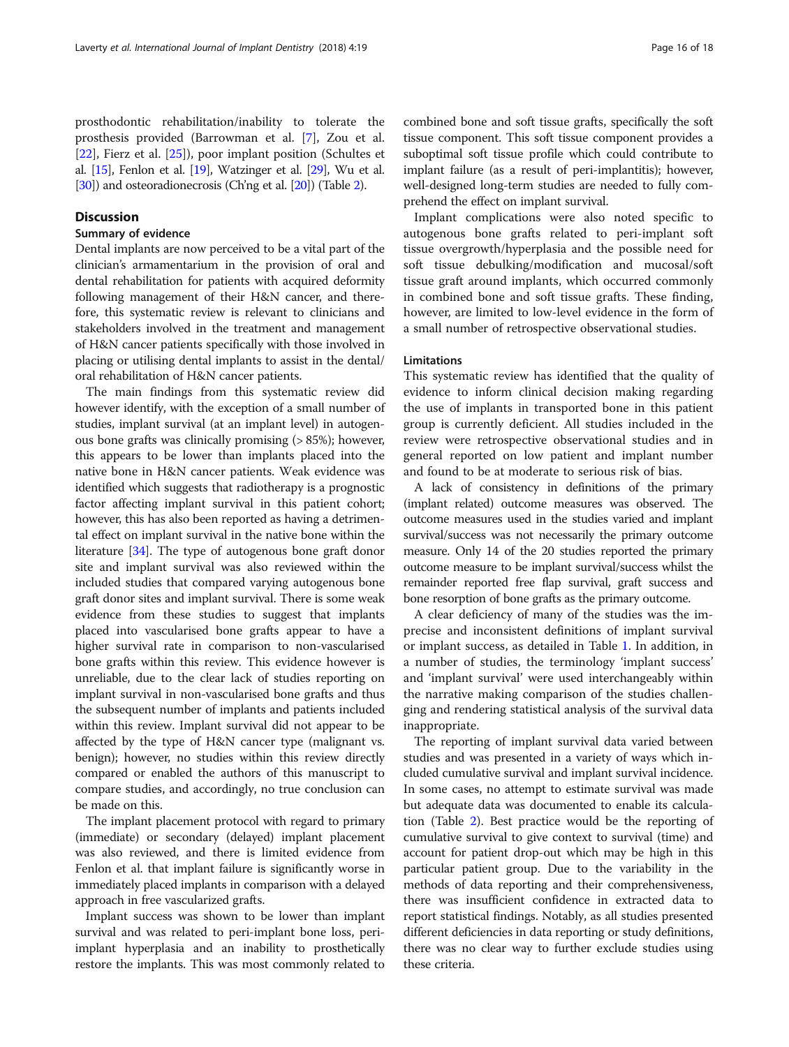prosthodontic rehabilitation/inability to tolerate the prosthesis provided (Barrowman et al. [7], Zou et al. [22], Fierz et al. [25]), poor implant position (Schultes et al. [15], Fenlon et al. [19], Watzinger et al. [29], Wu et al. [30]) and osteoradionecrosis (Ch'ng et al. [20]) (Table 2).

## Discussion

### Summary of evidence

Dental implants are now perceived to be a vital part of the clinician's armamentarium in the provision of oral and dental rehabilitation for patients with acquired deformity following management of their H&N cancer, and therefore, this systematic review is relevant to clinicians and stakeholders involved in the treatment and management of H&N cancer patients specifically with those involved in placing or utilising dental implants to assist in the dental/oral rehabilitation of H&N cancer patients.

The main findings from this systematic review did however identify, with the exception of a small number of studies, implant survival (at an implant level) in autogenous bone grafts was clinically promising (> 85%); however, this appears to be lower than implants placed into the native bone in H&N cancer patients. Weak evidence was identified which suggests that radiotherapy is a prognostic factor affecting implant survival in this patient cohort; however, this has also been reported as having a detrimental effect on implant survival in the native bone within the literature [34]. The type of autogenous bone graft donor site and implant survival was also reviewed within the included studies that compared varying autogenous bone graft donor sites and implant survival. There is some weak evidence from these studies to suggest that implants placed into vascularised bone grafts appear to have a higher survival rate in comparison to non-vascularised bone grafts within this review. This evidence however is unreliable, due to the clear lack of studies reporting on implant survival in non-vascularised bone grafts and thus the subsequent number of implants and patients included within this review. Implant survival did not appear to be affected by the type of H&N cancer type (malignant vs. benign); however, no studies within this review directly compared or enabled the authors of this manuscript to compare studies, and accordingly, no true conclusion can be made on this.

The implant placement protocol with regard to primary (immediate) or secondary (delayed) implant placement was also reviewed, and there is limited evidence from Fenlon et al. that implant failure is significantly worse in immediately placed implants in comparison with a delayed approach in free vascularized grafts.

Implant success was shown to be lower than implant survival and was related to peri-implant bone loss, peri-implant hyperplasia and an inability to prosthetically restore the implants. This was most commonly related to combined bone and soft tissue grafts, specifically the soft tissue component. This soft tissue component provides a suboptimal soft tissue profile which could contribute to implant failure (as a result of peri-implantitis); however, well-designed long-term studies are needed to fully comprehend the effect on implant survival.

Implant complications were also noted specific to autogenous bone grafts related to peri-implant soft tissue overgrowth/hyperplasia and the possible need for soft tissue debulking/modification and mucosal/soft tissue graft around implants, which occurred commonly in combined bone and soft tissue grafts. These finding, however, are limited to low-level evidence in the form of a small number of retrospective observational studies.

### Limitations

This systematic review has identified that the quality of evidence to inform clinical decision making regarding the use of implants in transported bone in this patient group is currently deficient. All studies included in the review were retrospective observational studies and in general reported on low patient and implant number and found to be at moderate to serious risk of bias.

A lack of consistency in definitions of the primary (implant related) outcome measures was observed. The outcome measures used in the studies varied and implant survival/success was not necessarily the primary outcome measure. Only 14 of the 20 studies reported the primary outcome measure to be implant survival/success whilst the remainder reported free flap survival, graft success and bone resorption of bone grafts as the primary outcome.

A clear deficiency of many of the studies was the imprecise and inconsistent definitions of implant survival or implant success, as detailed in Table 1. In addition, in a number of studies, the terminology 'implant success' and 'implant survival' were used interchangeably within the narrative making comparison of the studies challenging and rendering statistical analysis of the survival data inappropriate.

The reporting of implant survival data varied between studies and was presented in a variety of ways which included cumulative survival and implant survival incidence. In some cases, no attempt to estimate survival was made but adequate data was documented to enable its calculation (Table 2). Best practice would be the reporting of cumulative survival to give context to survival (time) and account for patient drop-out which may be high in this particular patient group. Due to the variability in the methods of data reporting and their comprehensiveness, there was insufficient confidence in extracted data to report statistical findings. Notably, as all studies presented different deficiencies in data reporting or study definitions, there was no clear way to further exclude studies using these criteria.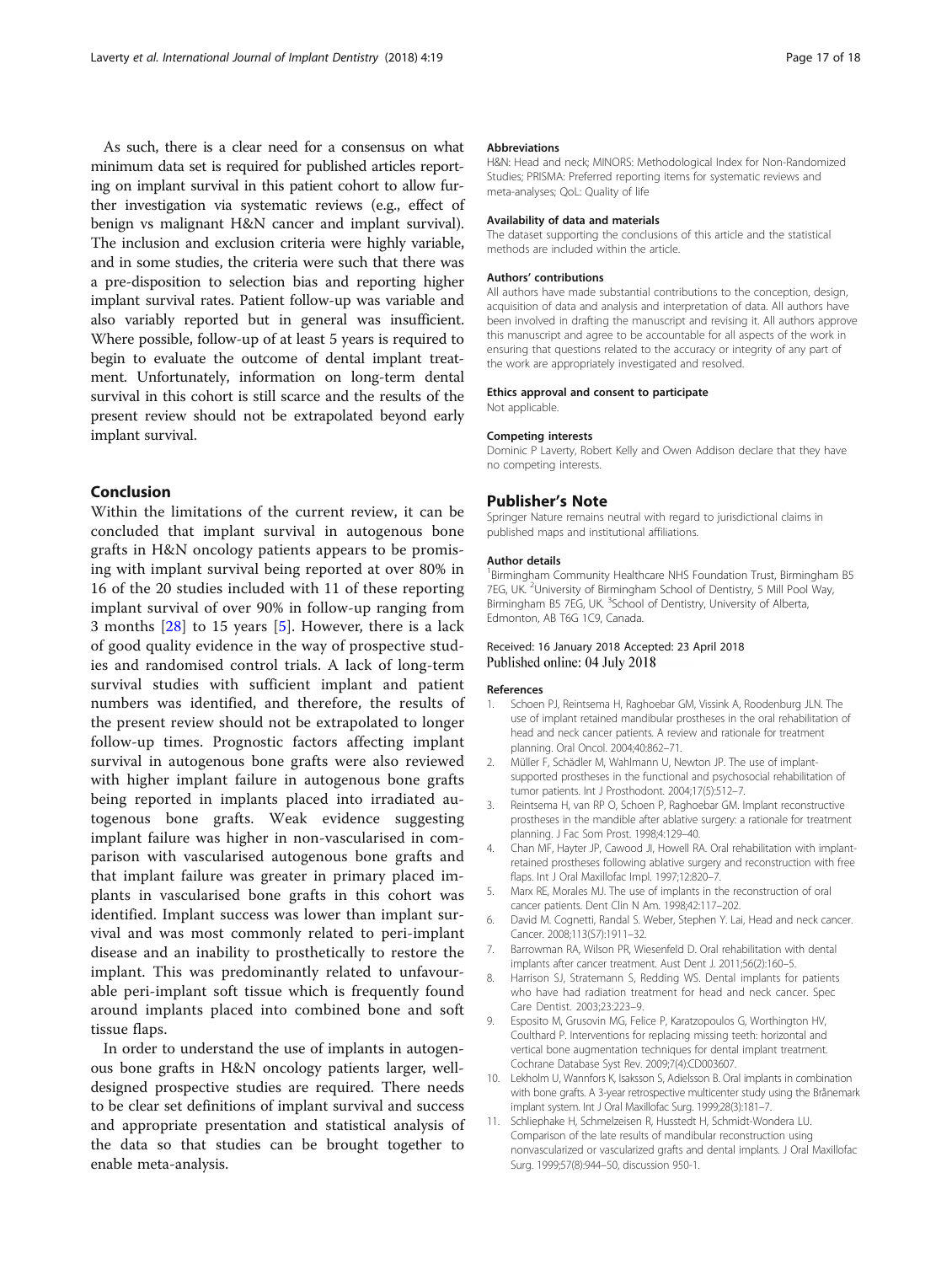As such, there is a clear need for a consensus on what minimum data set is required for published articles reporting on implant survival in this patient cohort to allow further investigation via systematic reviews (e.g., effect of benign vs malignant H&N cancer and implant survival). The inclusion and exclusion criteria were highly variable, and in some studies, the criteria were such that there was a pre-disposition to selection bias and reporting higher implant survival rates. Patient follow-up was variable and also variably reported but in general was insufficient. Where possible, follow-up of at least 5 years is required to begin to evaluate the outcome of dental implant treatment. Unfortunately, information on long-term dental survival in this cohort is still scarce and the results of the present review should not be extrapolated beyond early implant survival.

## Conclusion

Within the limitations of the current review, it can be concluded that implant survival in autogenous bone grafts in H&N oncology patients appears to be promising with implant survival being reported at over 80% in 16 of the 20 studies included with 11 of these reporting implant survival of over 90% in follow-up ranging from 3 months [28] to 15 years [5]. However, there is a lack of good quality evidence in the way of prospective studies and randomised control trials. A lack of long-term survival studies with sufficient implant and patient numbers was identified, and therefore, the results of the present review should not be extrapolated to longer follow-up times. Prognostic factors affecting implant survival in autogenous bone grafts were also reviewed with higher implant failure in autogenous bone grafts being reported in implants placed into irradiated autogenous bone grafts. Weak evidence suggesting implant failure was higher in non-vascularised in comparison with vascularised autogenous bone grafts and that implant failure was greater in primary placed implants in vascularised bone grafts in this cohort was identified. Implant success was lower than implant survival and was most commonly related to peri-implant disease and an inability to prosthetically to restore the implant. This was predominantly related to unfavourable peri-implant soft tissue which is frequently found around implants placed into combined bone and soft tissue flaps.

In order to understand the use of implants in autogenous bone grafts in H&N oncology patients larger, well-designed prospective studies are required. There needs to be clear set definitions of implant survival and success and appropriate presentation and statistical analysis of the data so that studies can be brought together to enable meta-analysis.

#### Abbreviations

H&N: Head and neck; MINORS: Methodological Index for Non-Randomized Studies; PRISMA: Preferred reporting items for systematic reviews and meta-analyses; QoL: Quality of life

#### Availability of data and materials

The dataset supporting the conclusions of this article and the statistical methods are included within the article.

#### Authors' contributions

All authors have made substantial contributions to the conception, design, acquisition of data and analysis and interpretation of data. All authors have been involved in drafting the manuscript and revising it. All authors approve this manuscript and agree to be accountable for all aspects of the work in ensuring that questions related to the accuracy or integrity of any part of the work are appropriately investigated and resolved.

#### Ethics approval and consent to participate

Not applicable.

#### Competing interests

Dominic P Laverty, Robert Kelly and Owen Addison declare that they have no competing interests.

### Publisher's Note

Springer Nature remains neutral with regard to jurisdictional claims in published maps and institutional affiliations.

#### Author details

[1]Birmingham Community Healthcare NHS Foundation Trust, Birmingham B5 7EG, UK. [2]University of Birmingham School of Dentistry, 5 Mill Pool Way, Birmingham B5 7EG, UK. [3]School of Dentistry, University of Alberta, Edmonton, AB T6G 1C9, Canada.

Received: 16 January 2018 Accepted: 23 April 2018
Published online: 04 July 2018

#### References

1. Schoen PJ, Reintsema H, Raghoebar GM, Vissink A, Roodenburg JLN. The use of implant retained mandibular prostheses in the oral rehabilitation of head and neck cancer patients. A review and rationale for treatment planning. Oral Oncol. 2004;40:862–71.
2. Müller F, Schädler M, Wahlmann U, Newton JP. The use of implant-supported prostheses in the functional and psychosocial rehabilitation of tumor patients. Int J Prosthodont. 2004;17(5):512–7.
3. Reintsema H, van RP O, Schoen P, Raghoebar GM. Implant reconstructive prostheses in the mandible after ablative surgery: a rationale for treatment planning. J Fac Som Prost. 1998;4:129–40.
4. Chan MF, Hayter JP, Cawood JI, Howell RA. Oral rehabilitation with implant-retained prostheses following ablative surgery and reconstruction with free flaps. Int J Oral Maxillofac Impl. 1997;12:820–7.
5. Marx RE, Morales MJ. The use of implants in the reconstruction of oral cancer patients. Dent Clin N Am. 1998;42:117–202.
6. David M. Cognetti, Randal S. Weber, Stephen Y. Lai, Head and neck cancer. Cancer. 2008;113(S7):1911–32.
7. Barrowman RA, Wilson PR, Wiesenfeld D. Oral rehabilitation with dental implants after cancer treatment. Aust Dent J. 2011;56(2):160–5.
8. Harrison SJ, Stratemann S, Redding WS. Dental implants for patients who have had radiation treatment for head and neck cancer. Spec Care Dentist. 2003;23:223–9.
9. Esposito M, Grusovin MG, Felice P, Karatzopoulos G, Worthington HV, Coulthard P. Interventions for replacing missing teeth: horizontal and vertical bone augmentation techniques for dental implant treatment. Cochrane Database Syst Rev. 2009;7(4):CD003607.
10. Lekholm U, Wannfors K, Isaksson S, Adielsson B. Oral implants in combination with bone grafts. A 3-year retrospective multicenter study using the Brånemark implant system. Int J Oral Maxillofac Surg. 1999;28(3):181–7.
11. Schliephake H, Schmelzeisen R, Husstedt H, Schmidt-Wondera LU. Comparison of the late results of mandibular reconstruction using nonvascularized or vascularized grafts and dental implants. J Oral Maxillofac Surg. 1999;57(8):944–50, discussion 950-1.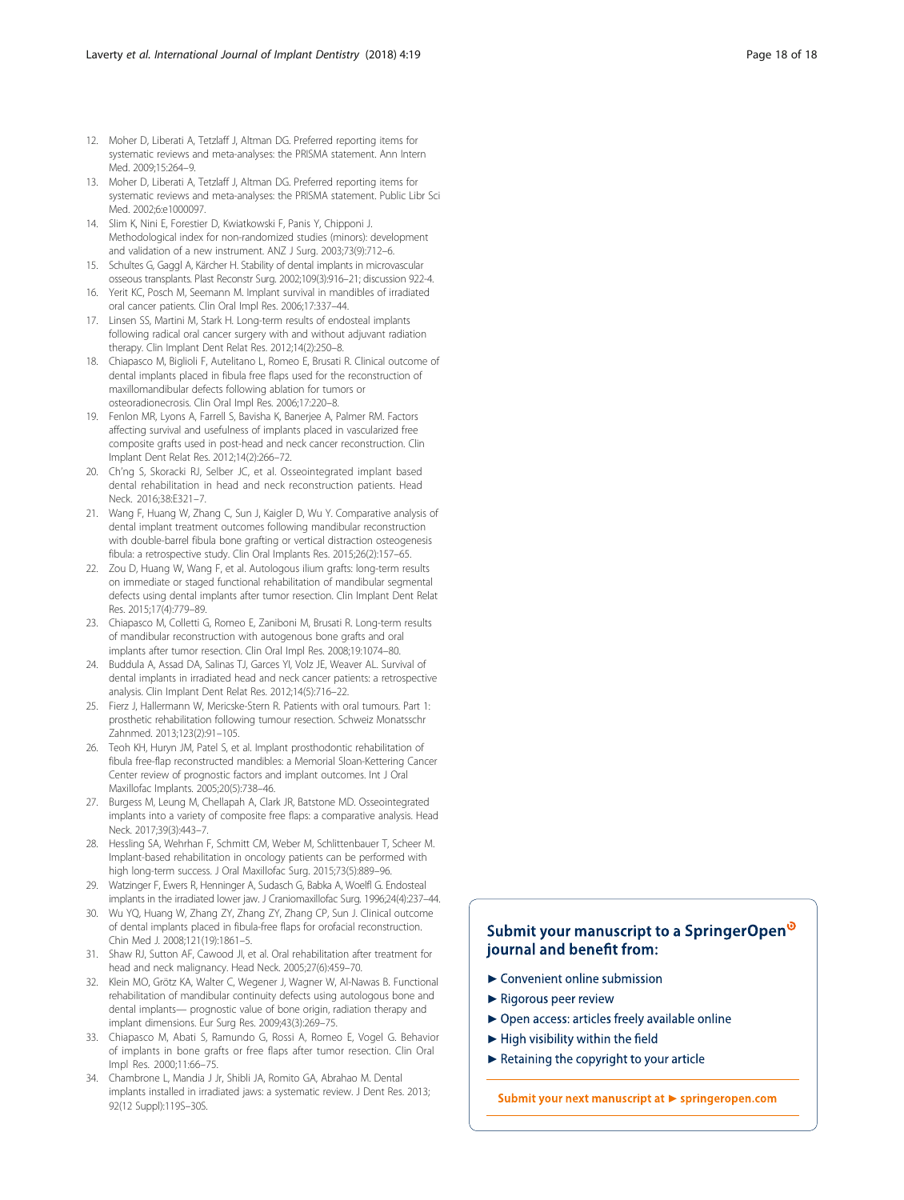12. Moher D, Liberati A, Tetzlaff J, Altman DG. Preferred reporting items for systematic reviews and meta-analyses: the PRISMA statement. Ann Intern Med. 2009;15:264–9.
13. Moher D, Liberati A, Tetzlaff J, Altman DG. Preferred reporting items for systematic reviews and meta-analyses: the PRISMA statement. Public Libr Sci Med. 2002;6:e1000097.
14. Slim K, Nini E, Forestier D, Kwiatkowski F, Panis Y, Chipponi J. Methodological index for non-randomized studies (minors): development and validation of a new instrument. ANZ J Surg. 2003;73(9):712–6.
15. Schultes G, Gaggl A, Kärcher H. Stability of dental implants in microvascular osseous transplants. Plast Reconstr Surg. 2002;109(3):916–21; discussion 922-4.
16. Yerit KC, Posch M, Seemann M. Implant survival in mandibles of irradiated oral cancer patients. Clin Oral Impl Res. 2006;17:337–44.
17. Linsen SS, Martini M, Stark H. Long-term results of endosteal implants following radical oral cancer surgery with and without adjuvant radiation therapy. Clin Implant Dent Relat Res. 2012;14(2):250–8.
18. Chiapasco M, Biglioli F, Autelitano L, Romeo E, Brusati R. Clinical outcome of dental implants placed in fibula free flaps used for the reconstruction of maxillomandibular defects following ablation for tumors or osteoradionecrosis. Clin Oral Impl Res. 2006;17:220–8.
19. Fenlon MR, Lyons A, Farrell S, Bavisha K, Banerjee A, Palmer RM. Factors affecting survival and usefulness of implants placed in vascularized free composite grafts used in post-head and neck cancer reconstruction. Clin Implant Dent Relat Res. 2012;14(2):266–72.
20. Ch'ng S, Skoracki RJ, Selber JC, et al. Osseointegrated implant based dental rehabilitation in head and neck reconstruction patients. Head Neck. 2016;38:E321–7.
21. Wang F, Huang W, Zhang C, Sun J, Kaigler D, Wu Y. Comparative analysis of dental implant treatment outcomes following mandibular reconstruction with double-barrel fibula bone grafting or vertical distraction osteogenesis fibula: a retrospective study. Clin Oral Implants Res. 2015;26(2):157–65.
22. Zou D, Huang W, Wang F, et al. Autologous ilium grafts: long-term results on immediate or staged functional rehabilitation of mandibular segmental defects using dental implants after tumor resection. Clin Implant Dent Relat Res. 2015;17(4):779–89.
23. Chiapasco M, Colletti G, Romeo E, Zaniboni M, Brusati R. Long-term results of mandibular reconstruction with autogenous bone grafts and oral implants after tumor resection. Clin Oral Impl Res. 2008;19:1074–80.
24. Buddula A, Assad DA, Salinas TJ, Garces YI, Volz JE, Weaver AL. Survival of dental implants in irradiated head and neck cancer patients: a retrospective analysis. Clin Implant Dent Relat Res. 2012;14(5):716–22.
25. Fierz J, Hallermann W, Mericske-Stern R. Patients with oral tumours. Part 1: prosthetic rehabilitation following tumour resection. Schweiz Monatsschr Zahnmed. 2013;123(2):91–105.
26. Teoh KH, Huryn JM, Patel S, et al. Implant prosthodontic rehabilitation of fibula free-flap reconstructed mandibles: a Memorial Sloan-Kettering Cancer Center review of prognostic factors and implant outcomes. Int J Oral Maxillofac Implants. 2005;20(5):738–46.
27. Burgess M, Leung M, Chellapah A, Clark JR, Batstone MD. Osseointegrated implants into a variety of composite free flaps: a comparative analysis. Head Neck. 2017;39(3):443–7.
28. Hessling SA, Wehrhan F, Schmitt CM, Weber M, Schlittenbauer T, Scheer M. Implant-based rehabilitation in oncology patients can be performed with high long-term success. J Oral Maxillofac Surg. 2015;73(5):889–96.
29. Watzinger F, Ewers R, Henninger A, Sudasch G, Babka A, Woelfl G. Endosteal implants in the irradiated lower jaw. J Craniomaxillofac Surg. 1996;24(4):237–44.
30. Wu YQ, Huang W, Zhang ZY, Zhang ZY, Zhang CP, Sun J. Clinical outcome of dental implants placed in fibula-free flaps for orofacial reconstruction. Chin Med J. 2008;121(19):1861–5.
31. Shaw RJ, Sutton AF, Cawood JI, et al. Oral rehabilitation after treatment for head and neck malignancy. Head Neck. 2005;27(6):459–70.
32. Klein MO, Grötz KA, Walter C, Wegener J, Wagner W, Al-Nawas B. Functional rehabilitation of mandibular continuity defects using autologous bone and dental implants— prognostic value of bone origin, radiation therapy and implant dimensions. Eur Surg Res. 2009;43(3):269–75.
33. Chiapasco M, Abati S, Ramundo G, Rossi A, Romeo E, Vogel G. Behavior of implants in bone grafts or free flaps after tumor resection. Clin Oral Impl Res. 2000;11:66–75.
34. Chambrone L, Mandia J Jr, Shibli JA, Romito GA, Abrahao M. Dental implants installed in irradiated jaws: a systematic review. J Dent Res. 2013;92(12 Suppl):119S–30S.

**Submit your manuscript to a SpringerOpen journal and benefit from:**

- ► Convenient online submission
- ► Rigorous peer review
- ► Open access: articles freely available online
- ► High visibility within the field
- ► Retaining the copyright to your article

**Submit your next manuscript at ► springeropen.com**